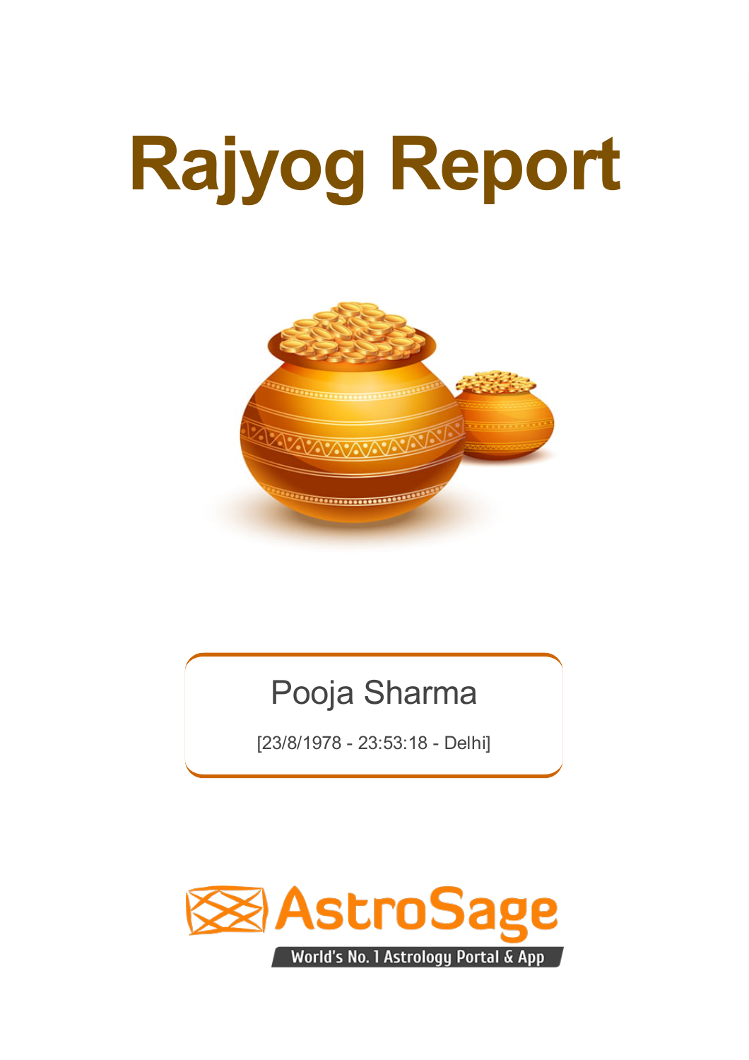# Rajyog Report

Pooja Sharma

[23/8/1978 - 23:53:18 - Delhi]

AstroSage

World's No. 1 Astrology Portal & App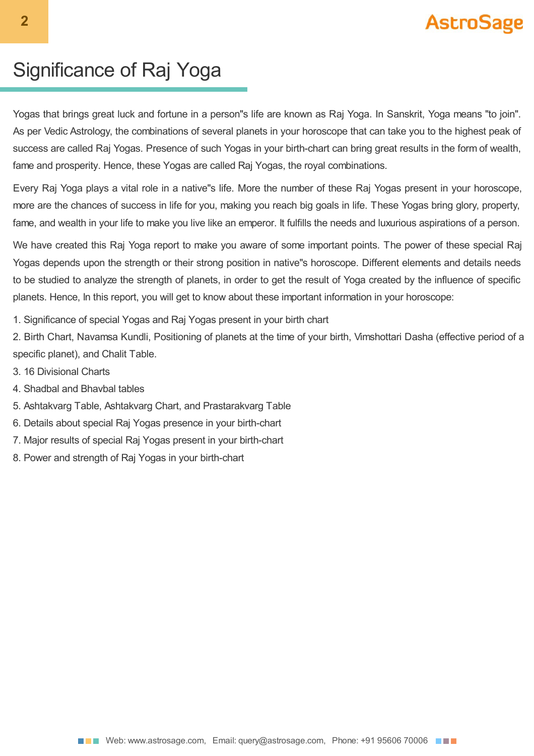# Significance of Raj Yoga

Yogas that brings great luck and fortune in a person"s life are known as Raj Yoga. In Sanskrit, Yoga means "to join". As per Vedic Astrology, the combinations of several planets in your horoscope that can take you to the highest peak of success are called Raj Yogas. Presence of such Yogas in your birth-chart can bring great results in the form of wealth, fame and prosperity. Hence, these Yogas are called Raj Yogas, the royal combinations.

Every Raj Yoga plays a vital role in a native"s life. More the number of these Raj Yogas present in your horoscope, more are the chances of success in life for you, making you reach big goals in life. These Yogas bring glory, property, fame, and wealth in your life to make you live like an emperor. It fulfills the needs and luxurious aspirations of a person.

We have created this Raj Yoga report to make you aware of some important points. The power of these special Raj Yogas depends upon the strength or their strong position in native"s horoscope. Different elements and details needs to be studied to analyze the strength of planets, in order to get the result of Yoga created by the influence of specific planets. Hence, In this report, you will get to know about these important information in your horoscope:

1. Significance of special Yogas and Raj Yogas present in your birth chart
2. Birth Chart, Navamsa Kundli, Positioning of planets at the time of your birth, Vimshottari Dasha (effective period of a specific planet), and Chalit Table.
3. 16 Divisional Charts
4. Shadbal and Bhavbal tables
5. Ashtakvarg Table, Ashtakvarg Chart, and Prastarakvarg Table
6. Details about special Raj Yogas presence in your birth-chart
7. Major results of special Raj Yogas present in your birth-chart
8. Power and strength of Raj Yogas in your birth-chart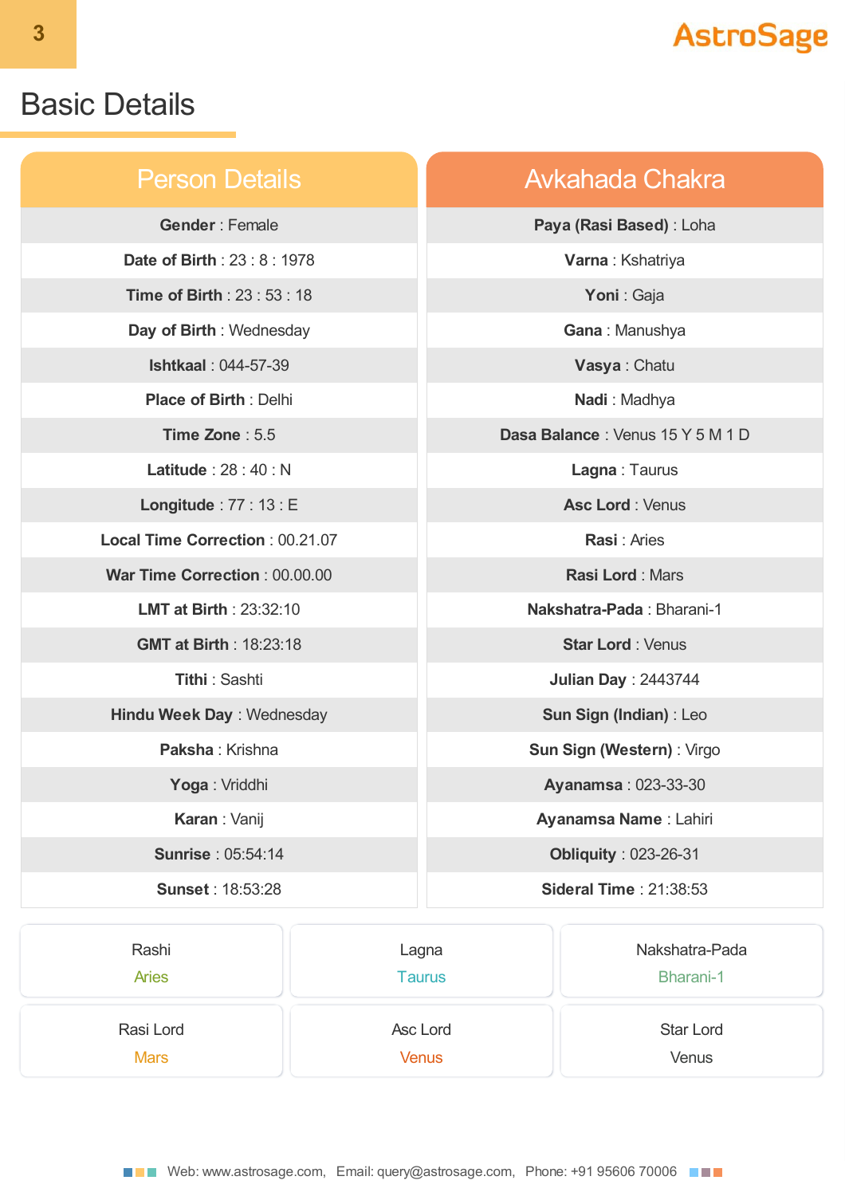# Basic Details

## Person Details

| Field | Value |
|---|---|
| **Gender** | Female |
| **Date of Birth** | 23 : 8 : 1978 |
| **Time of Birth** | 23 : 53 : 18 |
| **Day of Birth** | Wednesday |
| **Ishtkaal** | 044-57-39 |
| **Place of Birth** | Delhi |
| **Time Zone** | 5.5 |
| **Latitude** | 28 : 40 : N |
| **Longitude** | 77 : 13 : E |
| **Local Time Correction** | 00.21.07 |
| **War Time Correction** | 00.00.00 |
| **LMT at Birth** | 23:32:10 |
| **GMT at Birth** | 18:23:18 |
| **Tithi** | Sashti |
| **Hindu Week Day** | Wednesday |
| **Paksha** | Krishna |
| **Yoga** | Vriddhi |
| **Karan** | Vanij |
| **Sunrise** | 05:54:14 |
| **Sunset** | 18:53:28 |

## Avkahada Chakra

| Field | Value |
|---|---|
| **Paya (Rasi Based)** | Loha |
| **Varna** | Kshatriya |
| **Yoni** | Gaja |
| **Gana** | Manushya |
| **Vasya** | Chatu |
| **Nadi** | Madhya |
| **Dasa Balance** | Venus 15 Y 5 M 1 D |
| **Lagna** | Taurus |
| **Asc Lord** | Venus |
| **Rasi** | Aries |
| **Rasi Lord** | Mars |
| **Nakshatra-Pada** | Bharani-1 |
| **Star Lord** | Venus |
| **Julian Day** | 2443744 |
| **Sun Sign (Indian)** | Leo |
| **Sun Sign (Western)** | Virgo |
| **Ayanamsa** | 023-33-30 |
| **Ayanamsa Name** | Lahiri |
| **Obliquity** | 023-26-31 |
| **Sideral Time** | 21:38:53 |

| Rashi | Lagna | Nakshatra-Pada |
|---|---|---|
| Aries | Taurus | Bharani-1 |

| Rasi Lord | Asc Lord | Star Lord |
|---|---|---|
| Mars | Venus | Venus |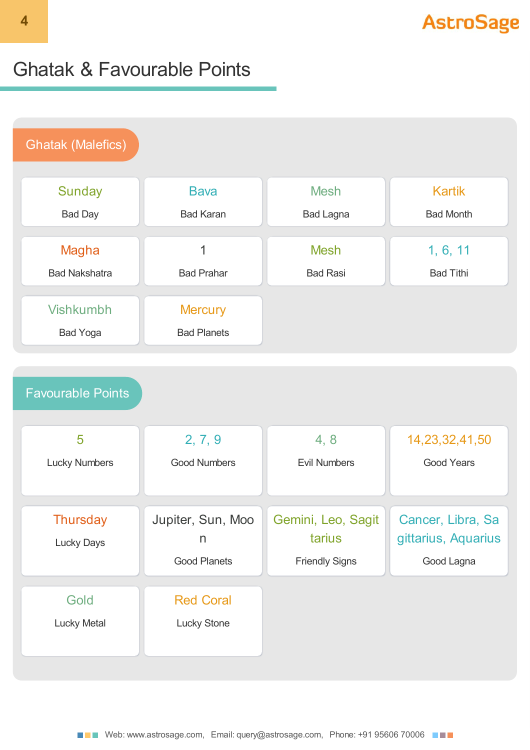# Ghatak & Favourable Points

## Ghatak (Malefics)

| Item | Value |
|---|---|
| Bad Day | Sunday |
| Bad Karan | Bava |
| Bad Lagna | Mesh |
| Bad Month | Kartik |
| Bad Nakshatra | Magha |
| Bad Prahar | 1 |
| Bad Rasi | Mesh |
| Bad Tithi | 1, 6, 11 |
| Bad Yoga | Vishkumbh |
| Bad Planets | Mercury |

## Favourable Points

| Item | Value |
|---|---|
| Lucky Numbers | 5 |
| Good Numbers | 2, 7, 9 |
| Evil Numbers | 4, 8 |
| Good Years | 14,23,32,41,50 |
| Lucky Days | Thursday |
| Good Planets | Jupiter, Sun, Moon |
| Friendly Signs | Gemini, Leo, Sagittarius |
| Good Lagna | Cancer, Libra, Sagittarius, Aquarius |
| Lucky Metal | Gold |
| Lucky Stone | Red Coral |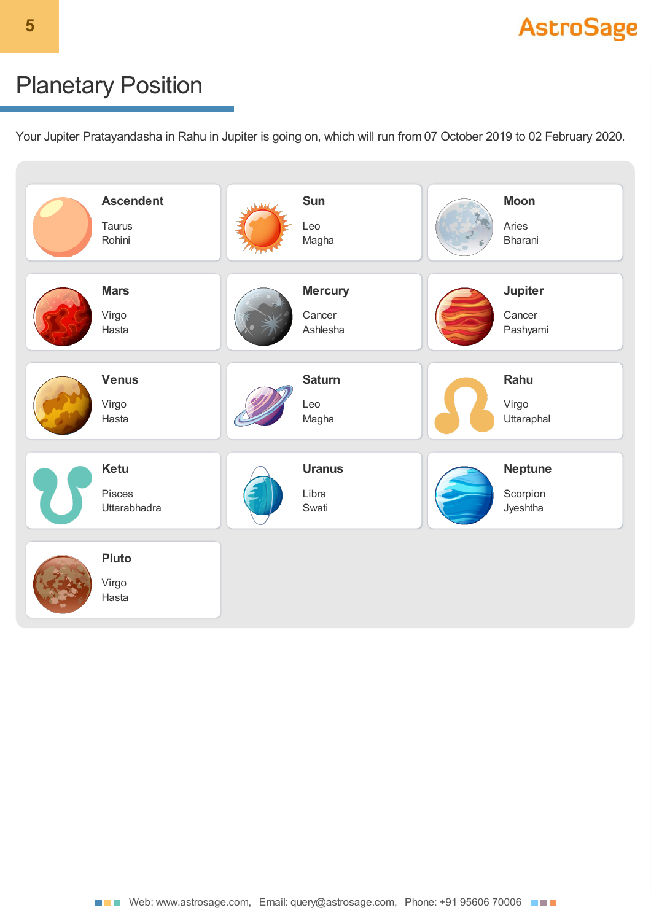# Planetary Position

Your Jupiter Pratayandasha in Rahu in Jupiter is going on, which will run from 07 October 2019 to 02 February 2020.

| Planet | Sign | Nakshatra |
|---|---|---|
| Ascendent | Taurus | Rohini |
| Sun | Leo | Magha |
| Moon | Aries | Bharani |
| Mars | Virgo | Hasta |
| Mercury | Cancer | Ashlesha |
| Jupiter | Cancer | Pashyami |
| Venus | Virgo | Hasta |
| Saturn | Leo | Magha |
| Rahu | Virgo | Uttaraphal |
| Ketu | Pisces | Uttarabhadra |
| Uranus | Libra | Swati |
| Neptune | Scorpion | Jyeshtha |
| Pluto | Virgo | Hasta |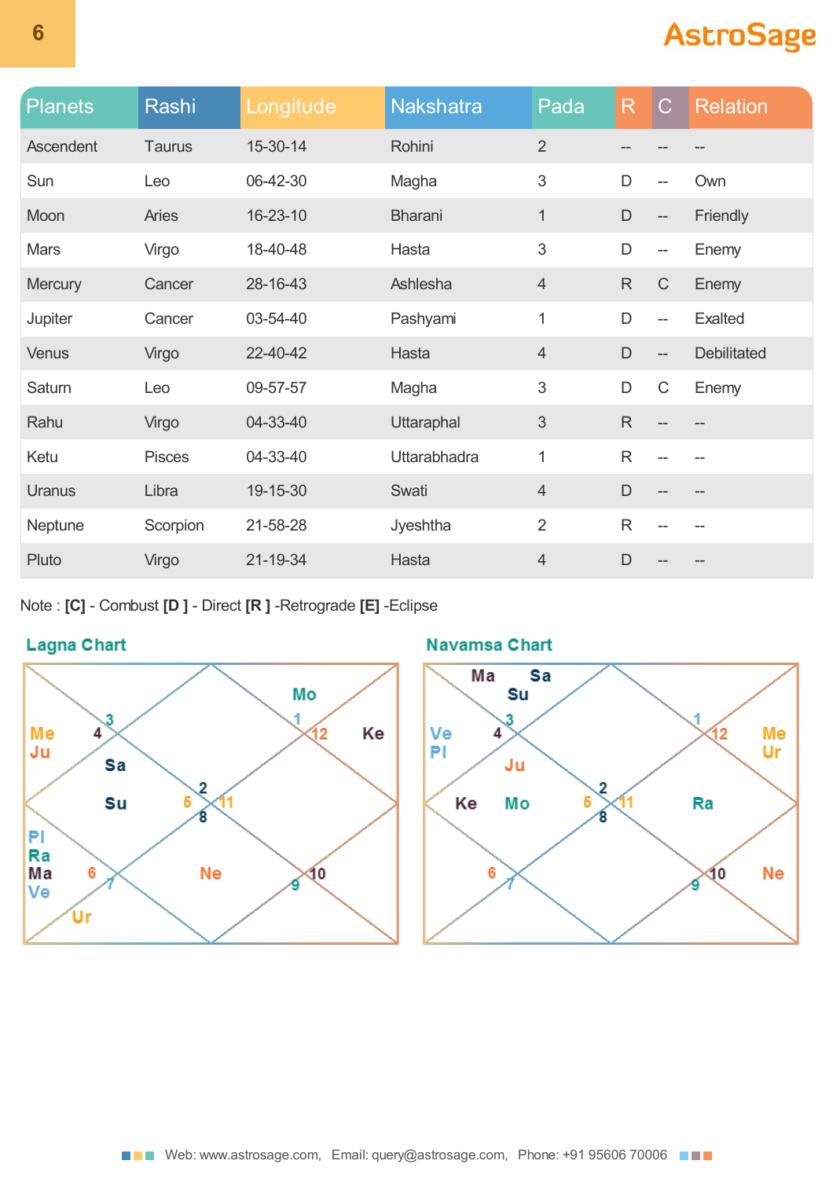| Planets | Rashi | Longitude | Nakshatra | Pada | R | C | Relation |
|---|---|---|---|---|---|---|---|
| Ascendent | Taurus | 15-30-14 | Rohini | 2 | -- | -- | -- |
| Sun | Leo | 06-42-30 | Magha | 3 | D | -- | Own |
| Moon | Aries | 16-23-10 | Bharani | 1 | D | -- | Friendly |
| Mars | Virgo | 18-40-48 | Hasta | 3 | D | -- | Enemy |
| Mercury | Cancer | 28-16-43 | Ashlesha | 4 | R | C | Enemy |
| Jupiter | Cancer | 03-54-40 | Pashyami | 1 | D | -- | Exalted |
| Venus | Virgo | 22-40-42 | Hasta | 4 | D | -- | Debilitated |
| Saturn | Leo | 09-57-57 | Magha | 3 | D | C | Enemy |
| Rahu | Virgo | 04-33-40 | Uttaraphal | 3 | R | -- | -- |
| Ketu | Pisces | 04-33-40 | Uttarabhadra | 1 | R | -- | -- |
| Uranus | Libra | 19-15-30 | Swati | 4 | D | -- | -- |
| Neptune | Scorpion | 21-58-28 | Jyeshtha | 2 | R | -- | -- |
| Pluto | Virgo | 21-19-34 | Hasta | 4 | D | -- | -- |

Note : **[C]** - Combust **[D ]** - Direct **[R ]** -Retrograde **[E]** -Eclipse

## Lagna Chart

| House (Sign) | Planets |
|---|---|
| 1 (2) | |
| 2 (3) | |
| 3 (4) | Me, Ju |
| 4 (5) | Sa, Su |
| 5 (6) | Pl, Ra, Ma, Ve |
| 6 (7) | Ur |
| 7 (8) | Ne |
| 8 (9) | |
| 9 (10) | |
| 10 (11) | |
| 11 (12) | Ke |
| 12 (1) | Mo |

## Navamsa Chart

| House (Sign) | Planets |
|---|---|
| 1 (2) | Ju |
| 2 (3) | Ma, Sa, Su |
| 3 (4) | Ve, Pl |
| 4 (5) | Ke, Mo |
| 5 (6) | |
| 6 (7) | |
| 7 (8) | |
| 8 (9) | |
| 9 (10) | Ne |
| 10 (11) | Ra |
| 11 (12) | Me, Ur |
| 12 (1) | |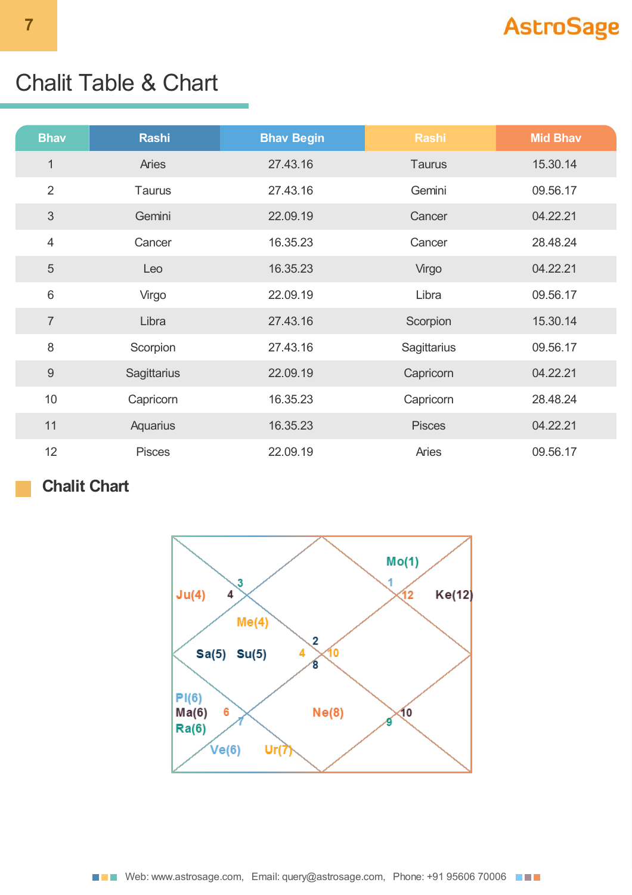# Chalit Table & Chart

| Bhav | Rashi | Bhav Begin | Rashi | Mid Bhav |
|---|---|---|---|---|
| 1 | Aries | 27.43.16 | Taurus | 15.30.14 |
| 2 | Taurus | 27.43.16 | Gemini | 09.56.17 |
| 3 | Gemini | 22.09.19 | Cancer | 04.22.21 |
| 4 | Cancer | 16.35.23 | Cancer | 28.48.24 |
| 5 | Leo | 16.35.23 | Virgo | 04.22.21 |
| 6 | Virgo | 22.09.19 | Libra | 09.56.17 |
| 7 | Libra | 27.43.16 | Scorpion | 15.30.14 |
| 8 | Scorpion | 27.43.16 | Sagittarius | 09.56.17 |
| 9 | Sagittarius | 22.09.19 | Capricorn | 04.22.21 |
| 10 | Capricorn | 16.35.23 | Capricorn | 28.48.24 |
| 11 | Aquarius | 16.35.23 | Pisces | 04.22.21 |
| 12 | Pisces | 22.09.19 | Aries | 09.56.17 |

## Chalit Chart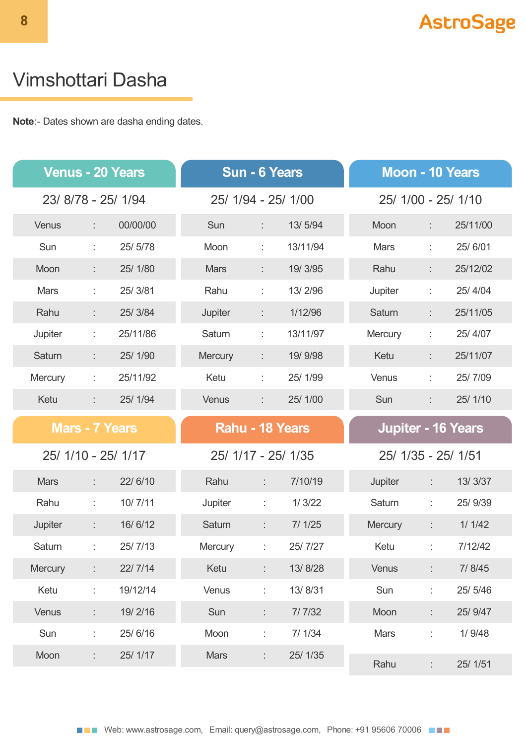# Vimshottari Dasha

**Note**:- Dates shown are dasha ending dates.

## Venus - 20 Years

23/ 8/78 - 25/ 1/94

| | | |
|---|---|---|
| Venus | : | 00/00/00 |
| Sun | : | 25/ 5/78 |
| Moon | : | 25/ 1/80 |
| Mars | : | 25/ 3/81 |
| Rahu | : | 25/ 3/84 |
| Jupiter | : | 25/11/86 |
| Saturn | : | 25/ 1/90 |
| Mercury | : | 25/11/92 |
| Ketu | : | 25/ 1/94 |

## Sun - 6 Years

25/ 1/94 - 25/ 1/00

| | | |
|---|---|---|
| Sun | : | 13/ 5/94 |
| Moon | : | 13/11/94 |
| Mars | : | 19/ 3/95 |
| Rahu | : | 13/ 2/96 |
| Jupiter | : | 1/12/96 |
| Saturn | : | 13/11/97 |
| Mercury | : | 19/ 9/98 |
| Ketu | : | 25/ 1/99 |
| Venus | : | 25/ 1/00 |

## Moon - 10 Years

25/ 1/00 - 25/ 1/10

| | | |
|---|---|---|
| Moon | : | 25/11/00 |
| Mars | : | 25/ 6/01 |
| Rahu | : | 25/12/02 |
| Jupiter | : | 25/ 4/04 |
| Saturn | : | 25/11/05 |
| Mercury | : | 25/ 4/07 |
| Ketu | : | 25/11/07 |
| Venus | : | 25/ 7/09 |
| Sun | : | 25/ 1/10 |

## Mars - 7 Years

25/ 1/10 - 25/ 1/17

| | | |
|---|---|---|
| Mars | : | 22/ 6/10 |
| Rahu | : | 10/ 7/11 |
| Jupiter | : | 16/ 6/12 |
| Saturn | : | 25/ 7/13 |
| Mercury | : | 22/ 7/14 |
| Ketu | : | 19/12/14 |
| Venus | : | 19/ 2/16 |
| Sun | : | 25/ 6/16 |
| Moon | : | 25/ 1/17 |

## Rahu - 18 Years

25/ 1/17 - 25/ 1/35

| | | |
|---|---|---|
| Rahu | : | 7/10/19 |
| Jupiter | : | 1/ 3/22 |
| Saturn | : | 7/ 1/25 |
| Mercury | : | 25/ 7/27 |
| Ketu | : | 13/ 8/28 |
| Venus | : | 13/ 8/31 |
| Sun | : | 7/ 7/32 |
| Moon | : | 7/ 1/34 |
| Mars | : | 25/ 1/35 |

## Jupiter - 16 Years

25/ 1/35 - 25/ 1/51

| | | |
|---|---|---|
| Jupiter | : | 13/ 3/37 |
| Saturn | : | 25/ 9/39 |
| Mercury | : | 1/ 1/42 |
| Ketu | : | 7/12/42 |
| Venus | : | 7/ 8/45 |
| Sun | : | 25/ 5/46 |
| Moon | : | 25/ 9/47 |
| Mars | : | 1/ 9/48 |
| Rahu | : | 25/ 1/51 |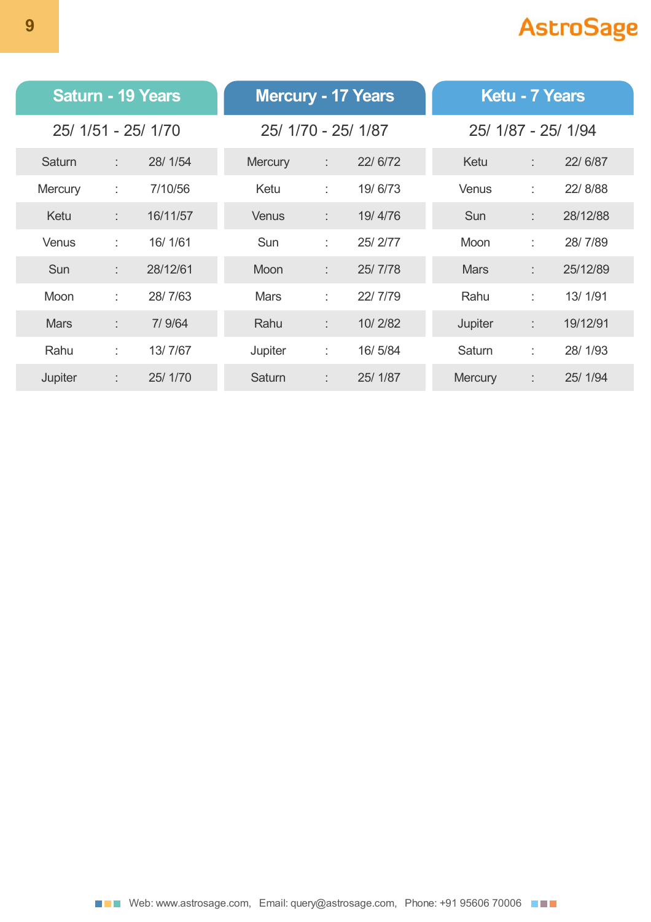## Saturn - 19 Years

25/ 1/51 - 25/ 1/70

| Planet | : | Date |
|---|---|---|
| Saturn | : | 28/ 1/54 |
| Mercury | : | 7/10/56 |
| Ketu | : | 16/11/57 |
| Venus | : | 16/ 1/61 |
| Sun | : | 28/12/61 |
| Moon | : | 28/ 7/63 |
| Mars | : | 7/ 9/64 |
| Rahu | : | 13/ 7/67 |
| Jupiter | : | 25/ 1/70 |

## Mercury - 17 Years

25/ 1/70 - 25/ 1/87

| Planet | : | Date |
|---|---|---|
| Mercury | : | 22/ 6/72 |
| Ketu | : | 19/ 6/73 |
| Venus | : | 19/ 4/76 |
| Sun | : | 25/ 2/77 |
| Moon | : | 25/ 7/78 |
| Mars | : | 22/ 7/79 |
| Rahu | : | 10/ 2/82 |
| Jupiter | : | 16/ 5/84 |
| Saturn | : | 25/ 1/87 |

## Ketu - 7 Years

25/ 1/87 - 25/ 1/94

| Planet | : | Date |
|---|---|---|
| Ketu | : | 22/ 6/87 |
| Venus | : | 22/ 8/88 |
| Sun | : | 28/12/88 |
| Moon | : | 28/ 7/89 |
| Mars | : | 25/12/89 |
| Rahu | : | 13/ 1/91 |
| Jupiter | : | 19/12/91 |
| Saturn | : | 28/ 1/93 |
| Mercury | : | 25/ 1/94 |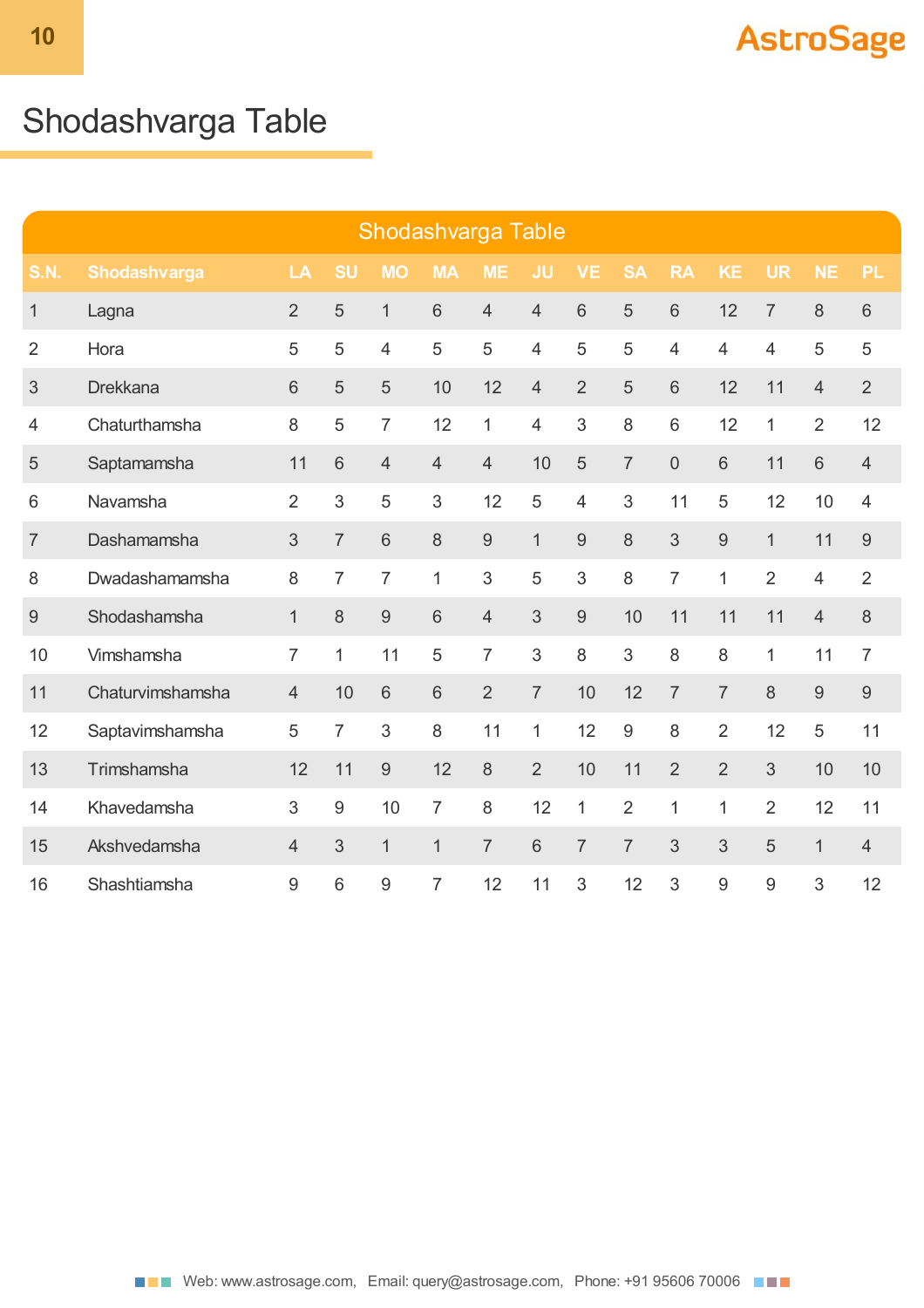# Shodashvarga Table

| S.N. | Shodashvarga | LA | SU | MO | MA | ME | JU | VE | SA | RA | KE | UR | NE | PL |
|---|---|---|---|---|---|---|---|---|---|---|---|---|---|---|
| 1 | Lagna | 2 | 5 | 1 | 6 | 4 | 4 | 6 | 5 | 6 | 12 | 7 | 8 | 6 |
| 2 | Hora | 5 | 5 | 4 | 5 | 5 | 4 | 5 | 5 | 4 | 4 | 4 | 5 | 5 |
| 3 | Drekkana | 6 | 5 | 5 | 10 | 12 | 4 | 2 | 5 | 6 | 12 | 11 | 4 | 2 |
| 4 | Chaturthamsha | 8 | 5 | 7 | 12 | 1 | 4 | 3 | 8 | 6 | 12 | 1 | 2 | 12 |
| 5 | Saptamamsha | 11 | 6 | 4 | 4 | 4 | 10 | 5 | 7 | 0 | 6 | 11 | 6 | 4 |
| 6 | Navamsha | 2 | 3 | 5 | 3 | 12 | 5 | 4 | 3 | 11 | 5 | 12 | 10 | 4 |
| 7 | Dashamamsha | 3 | 7 | 6 | 8 | 9 | 1 | 9 | 8 | 3 | 9 | 1 | 11 | 9 |
| 8 | Dwadashamamsha | 8 | 7 | 7 | 1 | 3 | 5 | 3 | 8 | 7 | 1 | 2 | 4 | 2 |
| 9 | Shodashamsha | 1 | 8 | 9 | 6 | 4 | 3 | 9 | 10 | 11 | 11 | 11 | 4 | 8 |
| 10 | Vimshamsha | 7 | 1 | 11 | 5 | 7 | 3 | 8 | 3 | 8 | 8 | 1 | 11 | 7 |
| 11 | Chaturvimshamsha | 4 | 10 | 6 | 6 | 2 | 7 | 10 | 12 | 7 | 7 | 8 | 9 | 9 |
| 12 | Saptavimshamsha | 5 | 7 | 3 | 8 | 11 | 1 | 12 | 9 | 8 | 2 | 12 | 5 | 11 |
| 13 | Trimshamsha | 12 | 11 | 9 | 12 | 8 | 2 | 10 | 11 | 2 | 2 | 3 | 10 | 10 |
| 14 | Khavedamsha | 3 | 9 | 10 | 7 | 8 | 12 | 1 | 2 | 1 | 1 | 2 | 12 | 11 |
| 15 | Akshvedamsha | 4 | 3 | 1 | 1 | 7 | 6 | 7 | 7 | 3 | 3 | 5 | 1 | 4 |
| 16 | Shashtiamsha | 9 | 6 | 9 | 7 | 12 | 11 | 3 | 12 | 3 | 9 | 9 | 3 | 12 |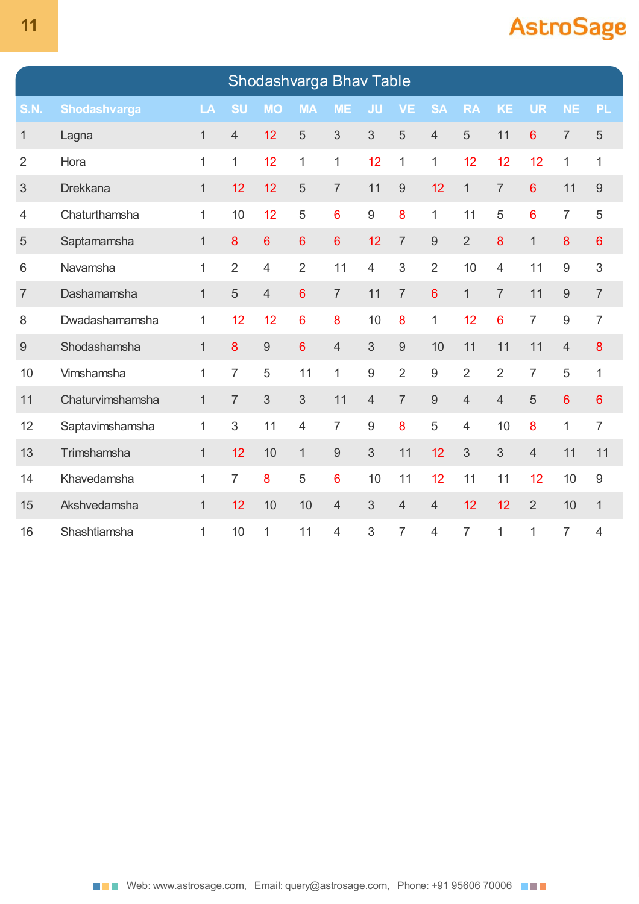## Shodashvarga Bhav Table

| S.N. | Shodashvarga | LA | SU | MO | MA | ME | JU | VE | SA | RA | KE | UR | NE | PL |
|---|---|---|---|---|---|---|---|---|---|---|---|---|---|---|
| 1 | Lagna | 1 | 4 | 12 | 5 | 3 | 3 | 5 | 4 | 5 | 11 | 6 | 7 | 5 |
| 2 | Hora | 1 | 1 | 12 | 1 | 1 | 12 | 1 | 1 | 12 | 12 | 12 | 1 | 1 |
| 3 | Drekkana | 1 | 12 | 12 | 5 | 7 | 11 | 9 | 12 | 1 | 7 | 6 | 11 | 9 |
| 4 | Chaturthamsha | 1 | 10 | 12 | 5 | 6 | 9 | 8 | 1 | 11 | 5 | 6 | 7 | 5 |
| 5 | Saptamamsha | 1 | 8 | 6 | 6 | 6 | 12 | 7 | 9 | 2 | 8 | 1 | 8 | 6 |
| 6 | Navamsha | 1 | 2 | 4 | 2 | 11 | 4 | 3 | 2 | 10 | 4 | 11 | 9 | 3 |
| 7 | Dashamamsha | 1 | 5 | 4 | 6 | 7 | 11 | 7 | 6 | 1 | 7 | 11 | 9 | 7 |
| 8 | Dwadashamamsha | 1 | 12 | 12 | 6 | 8 | 10 | 8 | 1 | 12 | 6 | 7 | 9 | 7 |
| 9 | Shodashamsha | 1 | 8 | 9 | 6 | 4 | 3 | 9 | 10 | 11 | 11 | 11 | 4 | 8 |
| 10 | Vimshamsha | 1 | 7 | 5 | 11 | 1 | 9 | 2 | 9 | 2 | 2 | 7 | 5 | 1 |
| 11 | Chaturvimshamsha | 1 | 7 | 3 | 3 | 11 | 4 | 7 | 9 | 4 | 4 | 5 | 6 | 6 |
| 12 | Saptavimshamsha | 1 | 3 | 11 | 4 | 7 | 9 | 8 | 5 | 4 | 10 | 8 | 1 | 7 |
| 13 | Trimshamsha | 1 | 12 | 10 | 1 | 9 | 3 | 11 | 12 | 3 | 3 | 4 | 11 | 11 |
| 14 | Khavedamsha | 1 | 7 | 8 | 5 | 6 | 10 | 11 | 12 | 11 | 11 | 12 | 10 | 9 |
| 15 | Akshvedamsha | 1 | 12 | 10 | 10 | 4 | 3 | 4 | 4 | 12 | 12 | 2 | 10 | 1 |
| 16 | Shashtiamsha | 1 | 10 | 1 | 11 | 4 | 3 | 7 | 4 | 7 | 1 | 1 | 7 | 4 |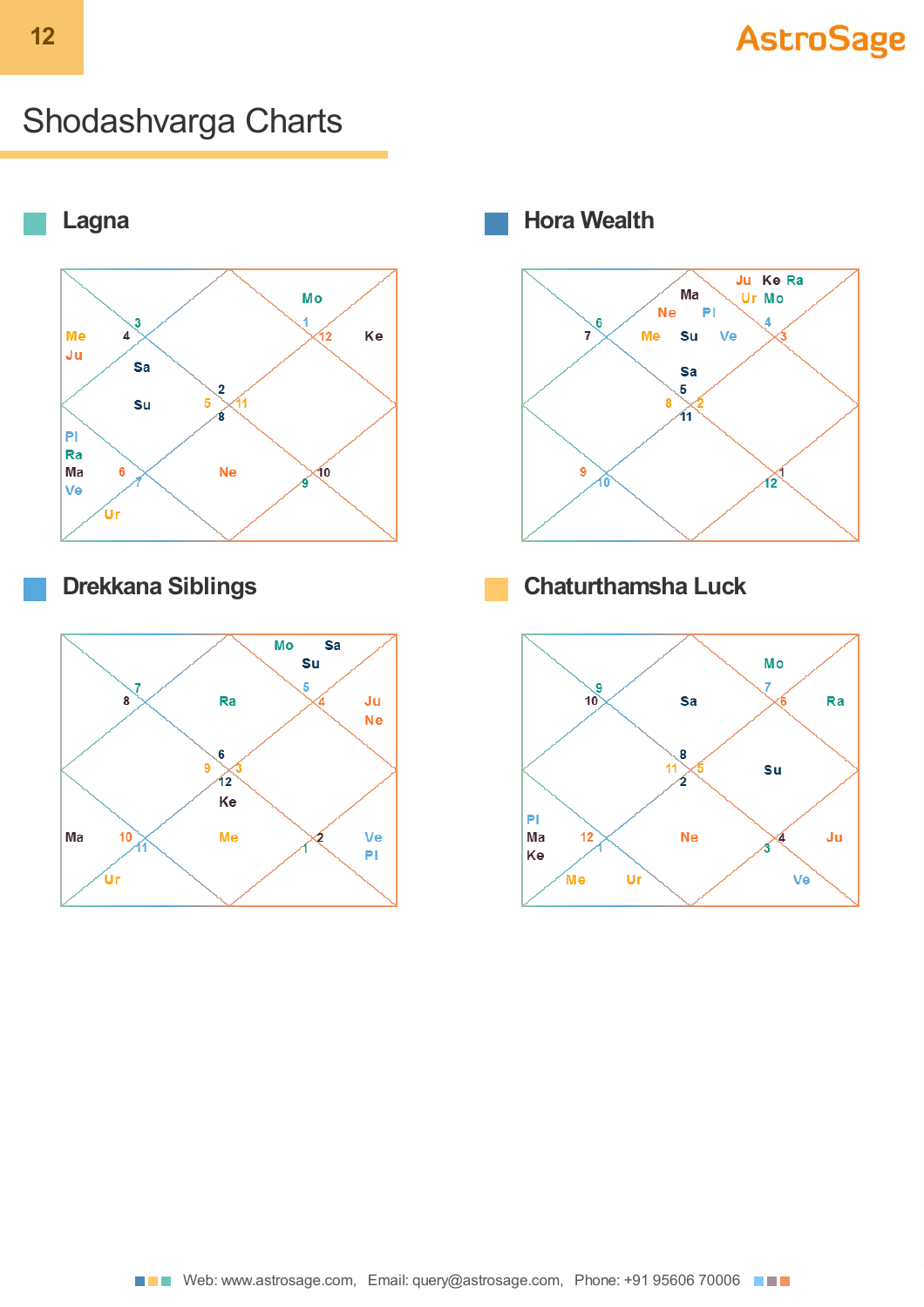# Shodashvarga Charts

## Lagna

| House | Sign | Planets |
|---|---|---|
| 1 | 2 | Sa, Su |
| 2 | 3 | |
| 3 | 4 | Me, Ju |
| 4 | 5 | |
| 5 | 6 | Pl, Ra, Ma, Ve |
| 6 | 7 | Ur |
| 7 | 8 | Ne |
| 8 | 9 | |
| 9 | 10 | |
| 10 | 11 | |
| 11 | 12 | Ke |
| 12 | 1 | Mo |

## Hora Wealth

| House | Sign | Planets |
|---|---|---|
| 1 | 5 | Ma, Ne, Pl, Me, Su, Ve, Sa |
| 2 | 6 | |
| 3 | 7 | |
| 4 | 8 | |
| 5 | 9 | |
| 6 | 10 | |
| 7 | 11 | |
| 8 | 12 | |
| 9 | 1 | |
| 10 | 2 | |
| 11 | 3 | |
| 12 | 4 | Ju, Ke, Ra, Ur, Mo |

## Drekkana Siblings

| House | Sign | Planets |
|---|---|---|
| 1 | 6 | Ra |
| 2 | 7 | |
| 3 | 8 | |
| 4 | 9 | |
| 5 | 10 | Ma |
| 6 | 11 | Ur |
| 7 | 12 | Ke, Me |
| 8 | 1 | |
| 9 | 2 | Ve, Pl |
| 10 | 3 | |
| 11 | 4 | Ju, Ne |
| 12 | 5 | Mo, Sa, Su |

## Chaturthamsha Luck

| House | Sign | Planets |
|---|---|---|
| 1 | 8 | Sa |
| 2 | 9 | |
| 3 | 10 | |
| 4 | 11 | |
| 5 | 12 | Pl, Ma, Ke |
| 6 | 1 | Me, Ur |
| 7 | 2 | Ne |
| 8 | 3 | Ve |
| 9 | 4 | Ju |
| 10 | 5 | Su |
| 11 | 6 | Ra |
| 12 | 7 | Mo |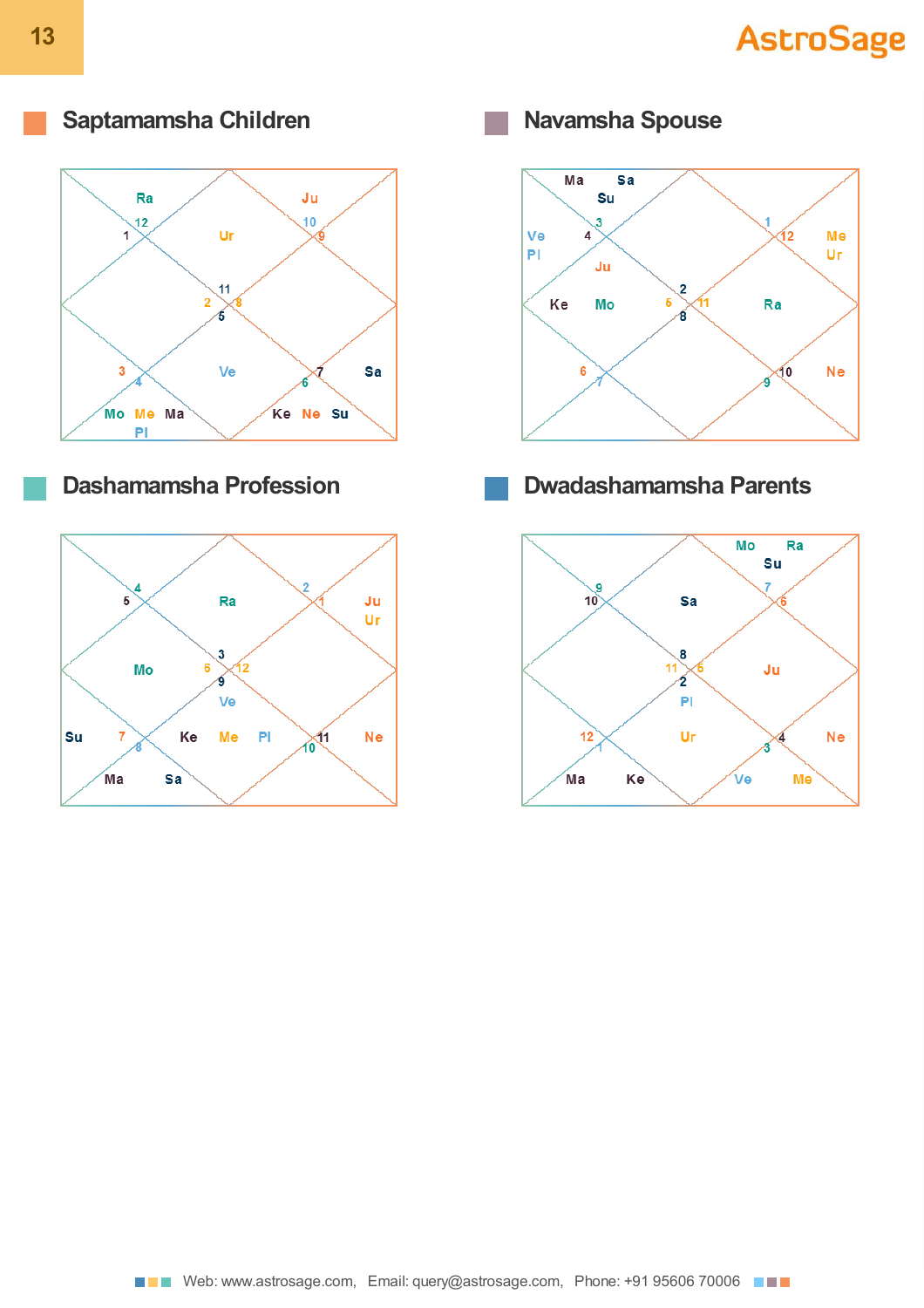## Saptamamsha Children

## Navamsha Spouse

## Dashamamsha Profession

## Dwadashamamsha Parents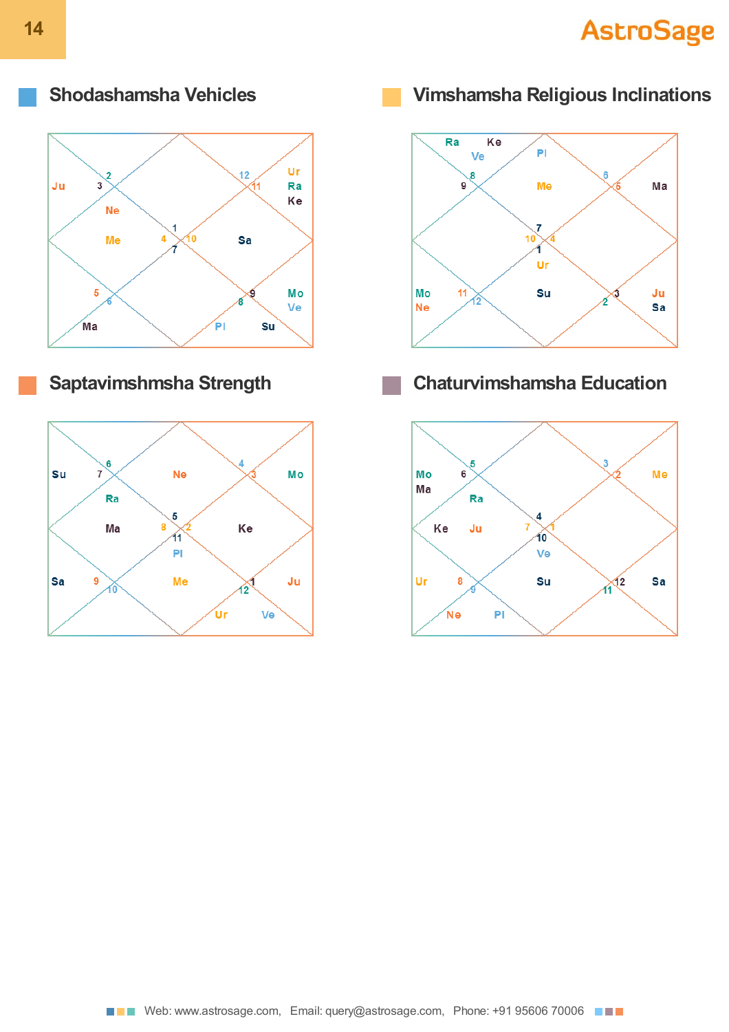## Shodashamsha Vehicles

Ju 3 2 12 11 Ur Ra Ke

Ne

Me 4 1 7 10 Sa

5 6 9 8 Mo Ve

Ma Pl Su

## Vimshamsha Religious Inclinations

Ra Ke Ve 8 9 Pl 6 5 Ma

Me

7 10 4 1 Ur

Mo Ne 11 12 Su 3 2 Ju Sa

## Saptavimshmsha Strength

Su 7 6 Ne 4 3 Mo

Ra

Ma 8 5 11 2 Ke

Pl

Sa 9 10 Me 1 12 Ju

Ur Ve

## Chaturvimshamsha Education

Mo Ma 6 5 3 2 Me

Ra

Ke Ju 7 4 10 1 Ve

Ur 8 9 Su 12 11 Sa

Ne Pl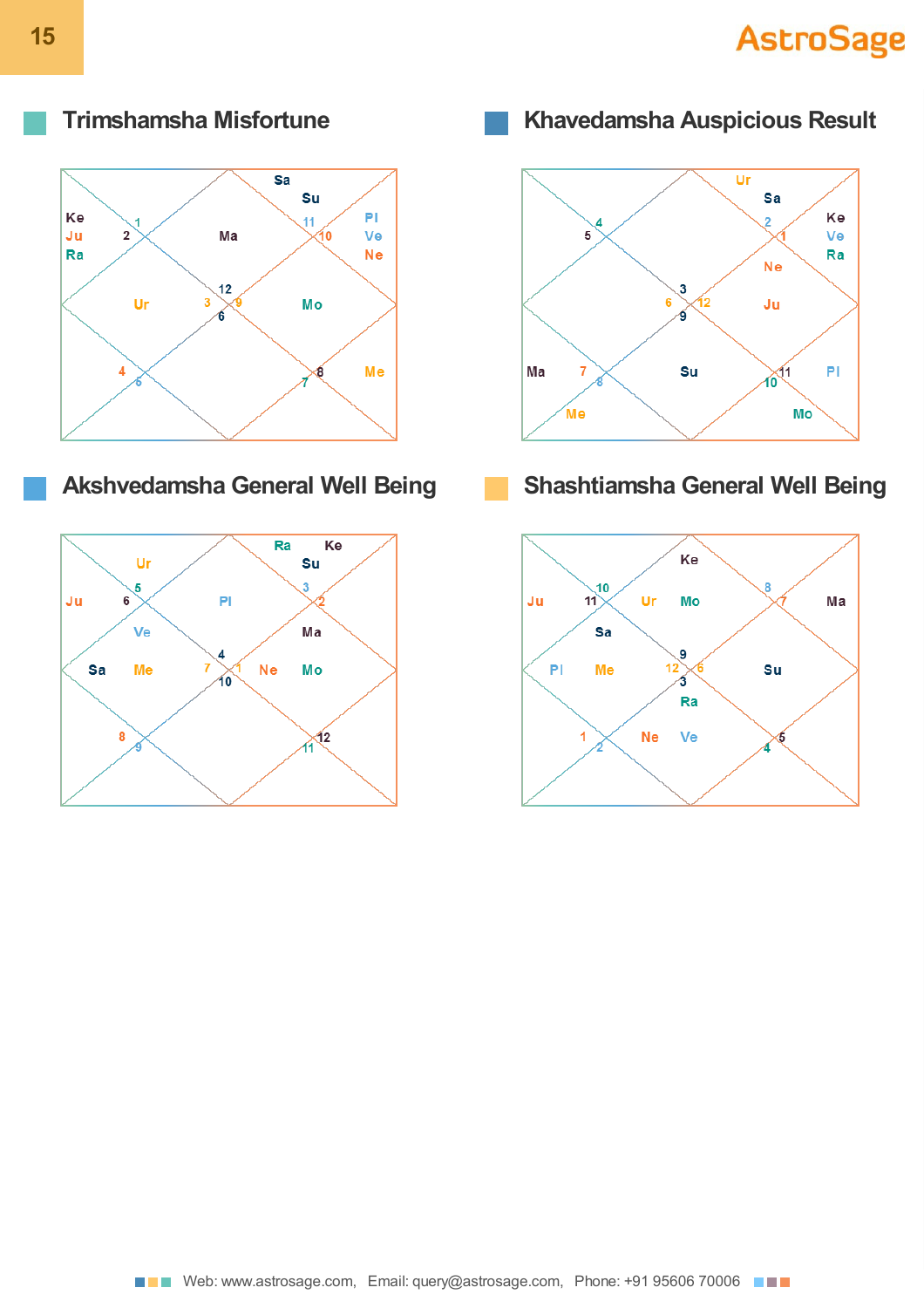## Trimshamsha Misfortune

Ke Ju Ra 1 2 Ma Sa Su 11 10 Pl Ve Ne
Ur 3 12 9 6 Mo
4 5 8 7 Me

## Khavedamsha Auspicious Result

4 5 Ur Sa 2 1 Ke Ve Ra Ne
6 3 12 9 Ju
Ma 7 8 Su 11 10 Pl
Me Mo

## Akshvedamsha General Well Being

Ur 5 Ju 6 Pl Ra Ke Su 3 2
Ve Ma
Sa Me 7 4 1 10 Ne Mo
8 9 12 11

## Shashtiamsha General Well Being

Ke
Ju 10 11 Ur Mo 8 7 Ma
Sa
Pl Me 12 9 6 3 Su
Ra
1 2 Ne Ve 5 4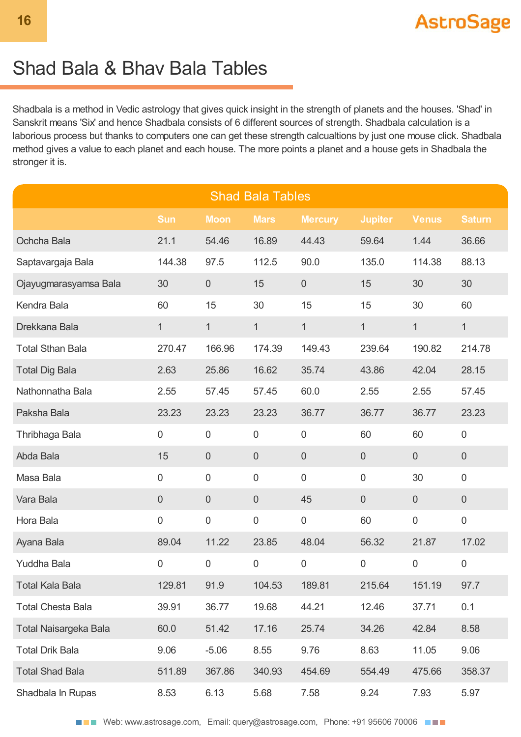# Shad Bala & Bhav Bala Tables

Shadbala is a method in Vedic astrology that gives quick insight in the strength of planets and the houses. 'Shad' in Sanskrit means 'Six' and hence Shadbala consists of 6 different sources of strength. Shadbala calculation is a laborious process but thanks to computers one can get these strength calcualtions by just one mouse click. Shadbala method gives a value to each planet and each house. The more points a planet and a house gets in Shadbala the stronger it is.

## Shad Bala Tables

| | Sun | Moon | Mars | Mercury | Jupiter | Venus | Saturn |
|---|---|---|---|---|---|---|---|
| Ochcha Bala | 21.1 | 54.46 | 16.89 | 44.43 | 59.64 | 1.44 | 36.66 |
| Saptavargaja Bala | 144.38 | 97.5 | 112.5 | 90.0 | 135.0 | 114.38 | 88.13 |
| Ojayugmarasyamsa Bala | 30 | 0 | 15 | 0 | 15 | 30 | 30 |
| Kendra Bala | 60 | 15 | 30 | 15 | 15 | 30 | 60 |
| Drekkana Bala | 1 | 1 | 1 | 1 | 1 | 1 | 1 |
| Total Sthan Bala | 270.47 | 166.96 | 174.39 | 149.43 | 239.64 | 190.82 | 214.78 |
| Total Dig Bala | 2.63 | 25.86 | 16.62 | 35.74 | 43.86 | 42.04 | 28.15 |
| Nathonnatha Bala | 2.55 | 57.45 | 57.45 | 60.0 | 2.55 | 2.55 | 57.45 |
| Paksha Bala | 23.23 | 23.23 | 23.23 | 36.77 | 36.77 | 36.77 | 23.23 |
| Thribhaga Bala | 0 | 0 | 0 | 0 | 60 | 60 | 0 |
| Abda Bala | 15 | 0 | 0 | 0 | 0 | 0 | 0 |
| Masa Bala | 0 | 0 | 0 | 0 | 0 | 30 | 0 |
| Vara Bala | 0 | 0 | 0 | 45 | 0 | 0 | 0 |
| Hora Bala | 0 | 0 | 0 | 0 | 60 | 0 | 0 |
| Ayana Bala | 89.04 | 11.22 | 23.85 | 48.04 | 56.32 | 21.87 | 17.02 |
| Yuddha Bala | 0 | 0 | 0 | 0 | 0 | 0 | 0 |
| Total Kala Bala | 129.81 | 91.9 | 104.53 | 189.81 | 215.64 | 151.19 | 97.7 |
| Total Chesta Bala | 39.91 | 36.77 | 19.68 | 44.21 | 12.46 | 37.71 | 0.1 |
| Total Naisargeka Bala | 60.0 | 51.42 | 17.16 | 25.74 | 34.26 | 42.84 | 8.58 |
| Total Drik Bala | 9.06 | -5.06 | 8.55 | 9.76 | 8.63 | 11.05 | 9.06 |
| Total Shad Bala | 511.89 | 367.86 | 340.93 | 454.69 | 554.49 | 475.66 | 358.37 |
| Shadbala In Rupas | 8.53 | 6.13 | 5.68 | 7.58 | 9.24 | 7.93 | 5.97 |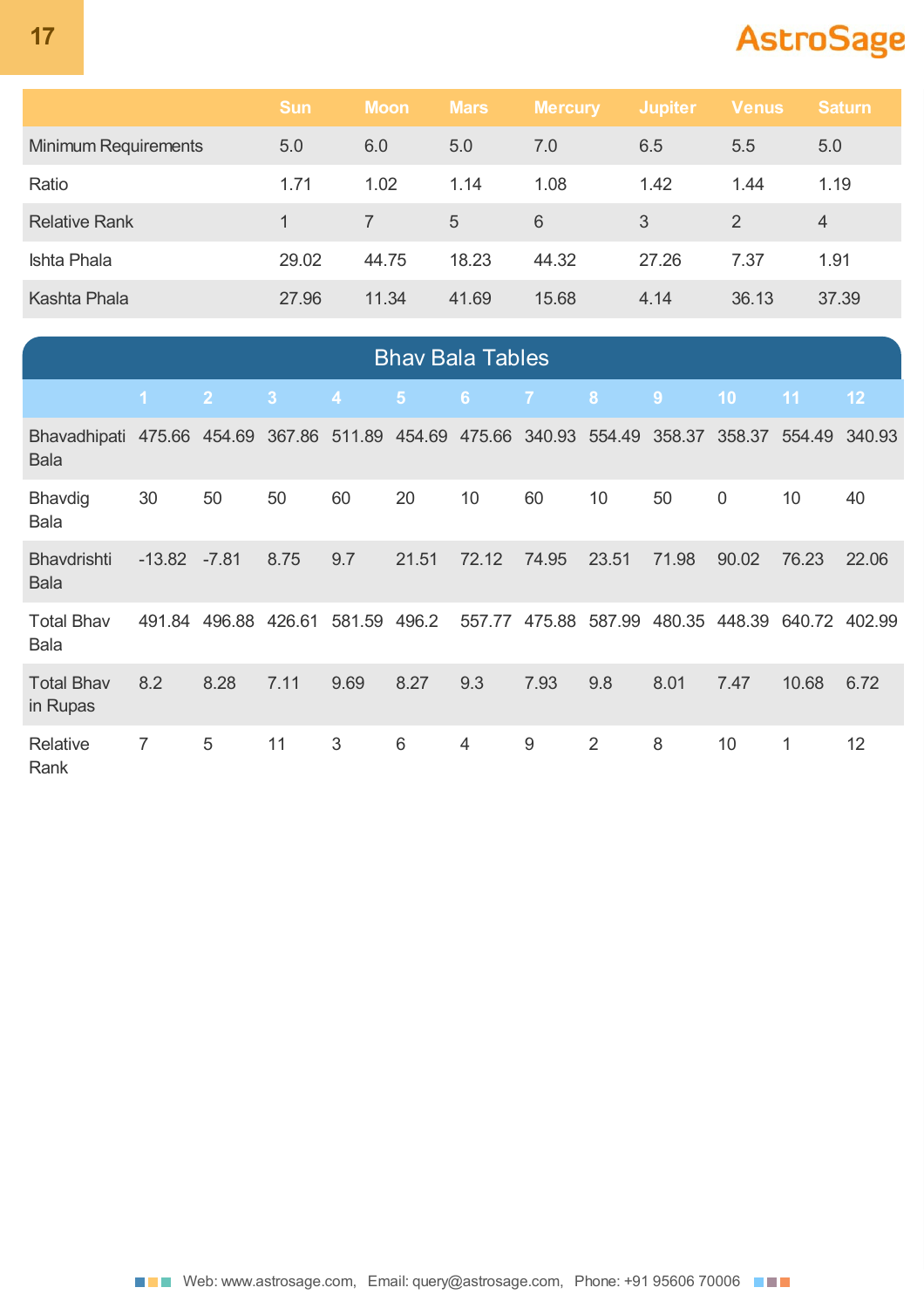|  | Sun | Moon | Mars | Mercury | Jupiter | Venus | Saturn |
|---|---|---|---|---|---|---|---|
| Minimum Requirements | 5.0 | 6.0 | 5.0 | 7.0 | 6.5 | 5.5 | 5.0 |
| Ratio | 1.71 | 1.02 | 1.14 | 1.08 | 1.42 | 1.44 | 1.19 |
| Relative Rank | 1 | 7 | 5 | 6 | 3 | 2 | 4 |
| Ishta Phala | 29.02 | 44.75 | 18.23 | 44.32 | 27.26 | 7.37 | 1.91 |
| Kashta Phala | 27.96 | 11.34 | 41.69 | 15.68 | 4.14 | 36.13 | 37.39 |

## Bhav Bala Tables

|  | 1 | 2 | 3 | 4 | 5 | 6 | 7 | 8 | 9 | 10 | 11 | 12 |
|---|---|---|---|---|---|---|---|---|---|---|---|---|
| Bhavadhipati Bala | 475.66 | 454.69 | 367.86 | 511.89 | 454.69 | 475.66 | 340.93 | 554.49 | 358.37 | 358.37 | 554.49 | 340.93 |
| Bhavdig Bala | 30 | 50 | 50 | 60 | 20 | 10 | 60 | 10 | 50 | 0 | 10 | 40 |
| Bhavdrishti Bala | -13.82 | -7.81 | 8.75 | 9.7 | 21.51 | 72.12 | 74.95 | 23.51 | 71.98 | 90.02 | 76.23 | 22.06 |
| Total Bhav Bala | 491.84 | 496.88 | 426.61 | 581.59 | 496.2 | 557.77 | 475.88 | 587.99 | 480.35 | 448.39 | 640.72 | 402.99 |
| Total Bhav in Rupas | 8.2 | 8.28 | 7.11 | 9.69 | 8.27 | 9.3 | 7.93 | 9.8 | 8.01 | 7.47 | 10.68 | 6.72 |
| Relative Rank | 7 | 5 | 11 | 3 | 6 | 4 | 9 | 2 | 8 | 10 | 1 | 12 |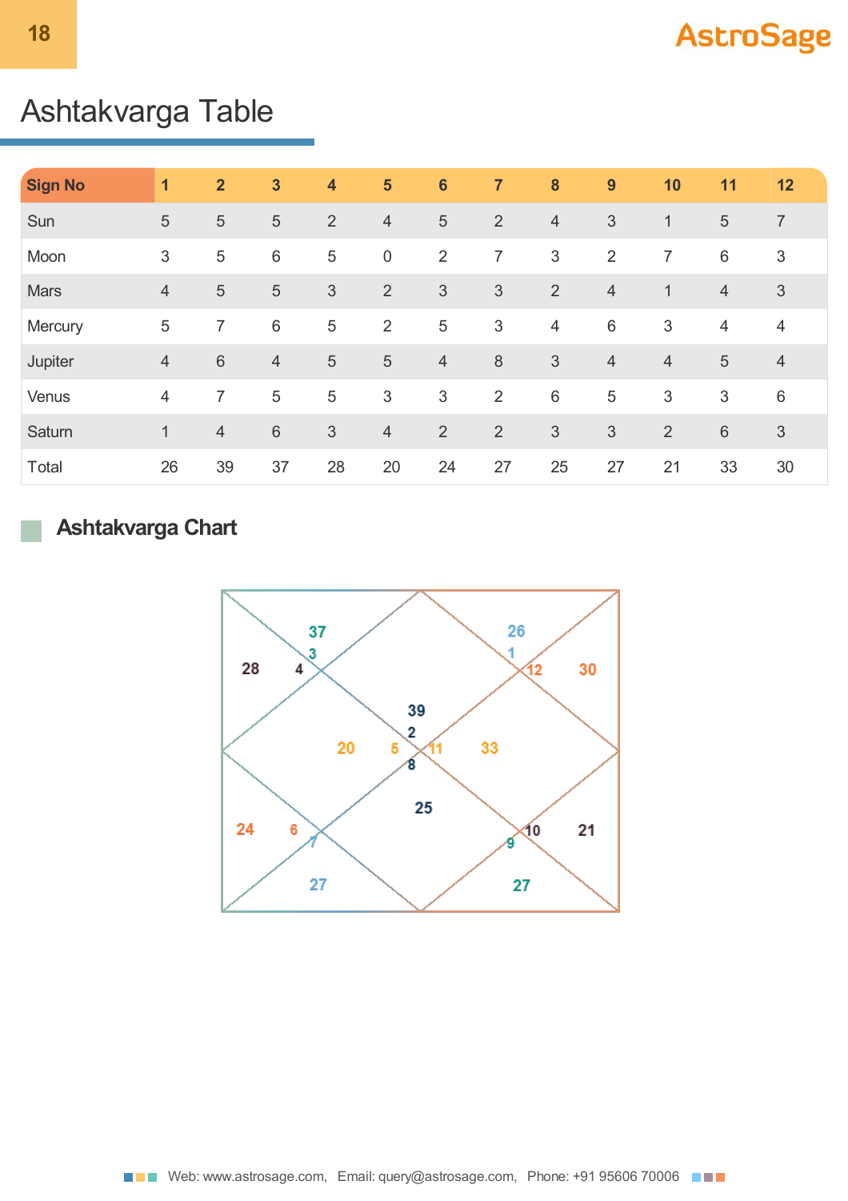# Ashtakvarga Table

| Sign No | 1 | 2 | 3 | 4 | 5 | 6 | 7 | 8 | 9 | 10 | 11 | 12 |
|---|---|---|---|---|---|---|---|---|---|---|---|---|
| Sun | 5 | 5 | 5 | 2 | 4 | 5 | 2 | 4 | 3 | 1 | 5 | 7 |
| Moon | 3 | 5 | 6 | 5 | 0 | 2 | 7 | 3 | 2 | 7 | 6 | 3 |
| Mars | 4 | 5 | 5 | 3 | 2 | 3 | 3 | 2 | 4 | 1 | 4 | 3 |
| Mercury | 5 | 7 | 6 | 5 | 2 | 5 | 3 | 4 | 6 | 3 | 4 | 4 |
| Jupiter | 4 | 6 | 4 | 5 | 5 | 4 | 8 | 3 | 4 | 4 | 5 | 4 |
| Venus | 4 | 7 | 5 | 5 | 3 | 3 | 2 | 6 | 5 | 3 | 3 | 6 |
| Saturn | 1 | 4 | 6 | 3 | 4 | 2 | 2 | 3 | 3 | 2 | 6 | 3 |
| Total | 26 | 39 | 37 | 28 | 20 | 24 | 27 | 25 | 27 | 21 | 33 | 30 |

## Ashtakvarga Chart

| House | Sign | Total |
|---|---|---|
| 1 | 2 | 39 |
| 2 | 3 | 37 |
| 3 | 4 | 28 |
| 4 | 5 | 20 |
| 5 | 6 | 24 |
| 6 | 7 | 27 |
| 7 | 8 | 25 |
| 8 | 9 | 27 |
| 9 | 10 | 21 |
| 10 | 11 | 33 |
| 11 | 12 | 30 |
| 12 | 1 | 26 |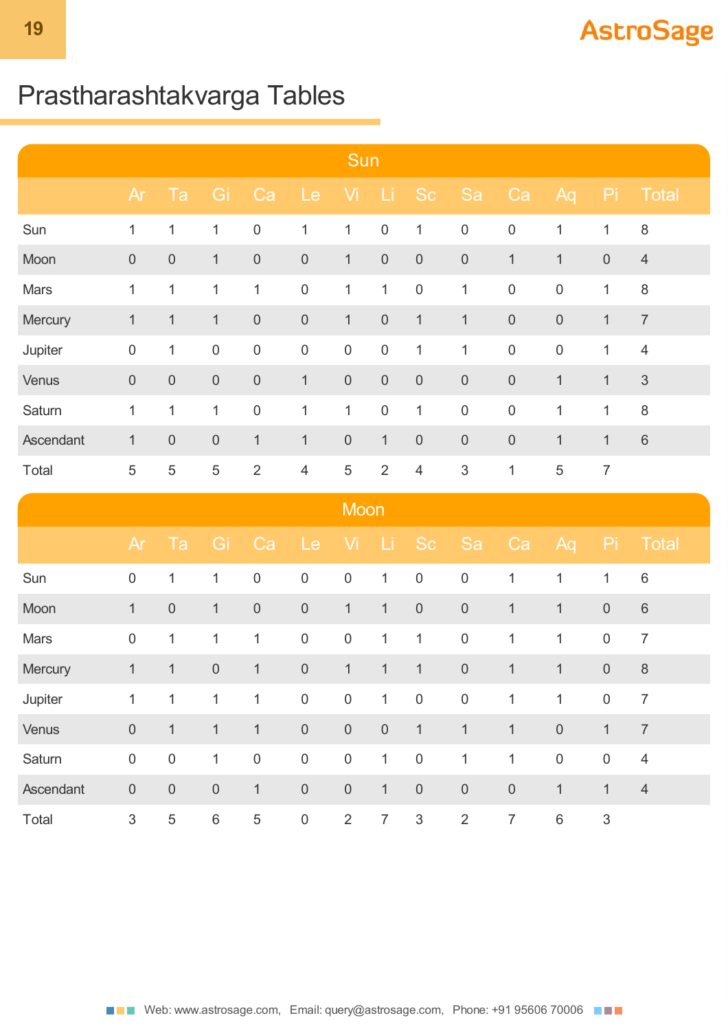# Prastharashtakvarga Tables

| Sun | Ar | Ta | Gi | Ca | Le | Vi | Li | Sc | Sa | Ca | Aq | Pi | Total |
|---|---|---|---|---|---|---|---|---|---|---|---|---|---|
| Sun | 1 | 1 | 1 | 0 | 1 | 1 | 0 | 1 | 0 | 0 | 1 | 1 | 8 |
| Moon | 0 | 0 | 1 | 0 | 0 | 1 | 0 | 0 | 0 | 1 | 1 | 0 | 4 |
| Mars | 1 | 1 | 1 | 1 | 0 | 1 | 1 | 0 | 1 | 0 | 0 | 1 | 8 |
| Mercury | 1 | 1 | 1 | 0 | 0 | 1 | 0 | 1 | 1 | 0 | 0 | 1 | 7 |
| Jupiter | 0 | 1 | 0 | 0 | 0 | 0 | 0 | 1 | 1 | 0 | 0 | 1 | 4 |
| Venus | 0 | 0 | 0 | 0 | 1 | 0 | 0 | 0 | 0 | 0 | 1 | 1 | 3 |
| Saturn | 1 | 1 | 1 | 0 | 1 | 1 | 0 | 1 | 0 | 0 | 1 | 1 | 8 |
| Ascendant | 1 | 0 | 0 | 1 | 1 | 0 | 1 | 0 | 0 | 0 | 1 | 1 | 6 |
| Total | 5 | 5 | 5 | 2 | 4 | 5 | 2 | 4 | 3 | 1 | 5 | 7 | |

| Moon | Ar | Ta | Gi | Ca | Le | Vi | Li | Sc | Sa | Ca | Aq | Pi | Total |
|---|---|---|---|---|---|---|---|---|---|---|---|---|---|
| Sun | 0 | 1 | 1 | 0 | 0 | 0 | 1 | 0 | 0 | 1 | 1 | 1 | 6 |
| Moon | 1 | 0 | 1 | 0 | 0 | 1 | 1 | 0 | 0 | 1 | 1 | 0 | 6 |
| Mars | 0 | 1 | 1 | 1 | 0 | 0 | 1 | 1 | 0 | 1 | 1 | 0 | 7 |
| Mercury | 1 | 1 | 0 | 1 | 0 | 1 | 1 | 1 | 0 | 1 | 1 | 0 | 8 |
| Jupiter | 1 | 1 | 1 | 1 | 0 | 0 | 1 | 0 | 0 | 1 | 1 | 0 | 7 |
| Venus | 0 | 1 | 1 | 1 | 0 | 0 | 0 | 1 | 1 | 1 | 0 | 1 | 7 |
| Saturn | 0 | 0 | 1 | 0 | 0 | 0 | 1 | 0 | 1 | 1 | 0 | 0 | 4 |
| Ascendant | 0 | 0 | 0 | 1 | 0 | 0 | 1 | 0 | 0 | 0 | 1 | 1 | 4 |
| Total | 3 | 5 | 6 | 5 | 0 | 2 | 7 | 3 | 2 | 7 | 6 | 3 | |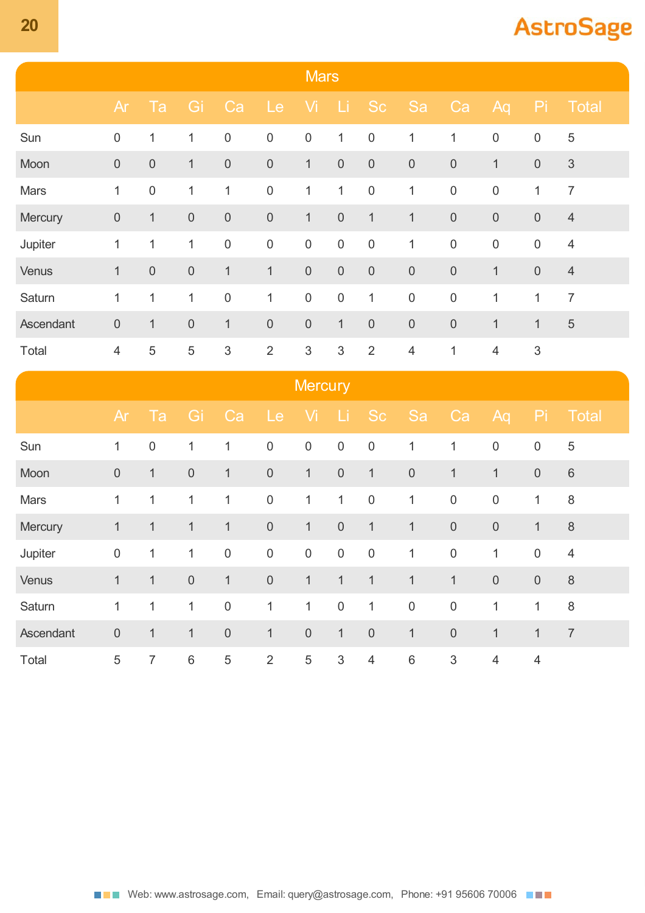## Mars

| | Ar | Ta | Gi | Ca | Le | Vi | Li | Sc | Sa | Ca | Aq | Pi | Total |
|---|---|---|---|---|---|---|---|---|---|---|---|---|---|
| Sun | 0 | 1 | 1 | 0 | 0 | 0 | 1 | 0 | 1 | 1 | 0 | 0 | 5 |
| Moon | 0 | 0 | 1 | 0 | 0 | 1 | 0 | 0 | 0 | 0 | 1 | 0 | 3 |
| Mars | 1 | 0 | 1 | 1 | 0 | 1 | 1 | 0 | 1 | 0 | 0 | 1 | 7 |
| Mercury | 0 | 1 | 0 | 0 | 0 | 1 | 0 | 1 | 1 | 0 | 0 | 0 | 4 |
| Jupiter | 1 | 1 | 1 | 0 | 0 | 0 | 0 | 0 | 1 | 0 | 0 | 0 | 4 |
| Venus | 1 | 0 | 0 | 1 | 1 | 0 | 0 | 0 | 0 | 0 | 1 | 0 | 4 |
| Saturn | 1 | 1 | 1 | 0 | 1 | 0 | 0 | 1 | 0 | 0 | 1 | 1 | 7 |
| Ascendant | 0 | 1 | 0 | 1 | 0 | 0 | 1 | 0 | 0 | 0 | 1 | 1 | 5 |
| Total | 4 | 5 | 5 | 3 | 2 | 3 | 3 | 2 | 4 | 1 | 4 | 3 | |

## Mercury

| | Ar | Ta | Gi | Ca | Le | Vi | Li | Sc | Sa | Ca | Aq | Pi | Total |
|---|---|---|---|---|---|---|---|---|---|---|---|---|---|
| Sun | 1 | 0 | 1 | 1 | 0 | 0 | 0 | 0 | 1 | 1 | 0 | 0 | 5 |
| Moon | 0 | 1 | 0 | 1 | 0 | 1 | 0 | 1 | 0 | 1 | 1 | 0 | 6 |
| Mars | 1 | 1 | 1 | 1 | 0 | 1 | 1 | 0 | 1 | 0 | 0 | 1 | 8 |
| Mercury | 1 | 1 | 1 | 1 | 0 | 1 | 0 | 1 | 1 | 0 | 0 | 1 | 8 |
| Jupiter | 0 | 1 | 1 | 0 | 0 | 0 | 0 | 0 | 1 | 0 | 1 | 0 | 4 |
| Venus | 1 | 1 | 0 | 1 | 0 | 1 | 1 | 1 | 1 | 1 | 0 | 0 | 8 |
| Saturn | 1 | 1 | 1 | 0 | 1 | 1 | 0 | 1 | 0 | 0 | 1 | 1 | 8 |
| Ascendant | 0 | 1 | 1 | 0 | 1 | 0 | 1 | 0 | 1 | 0 | 1 | 1 | 7 |
| Total | 5 | 7 | 6 | 5 | 2 | 5 | 3 | 4 | 6 | 3 | 4 | 4 | |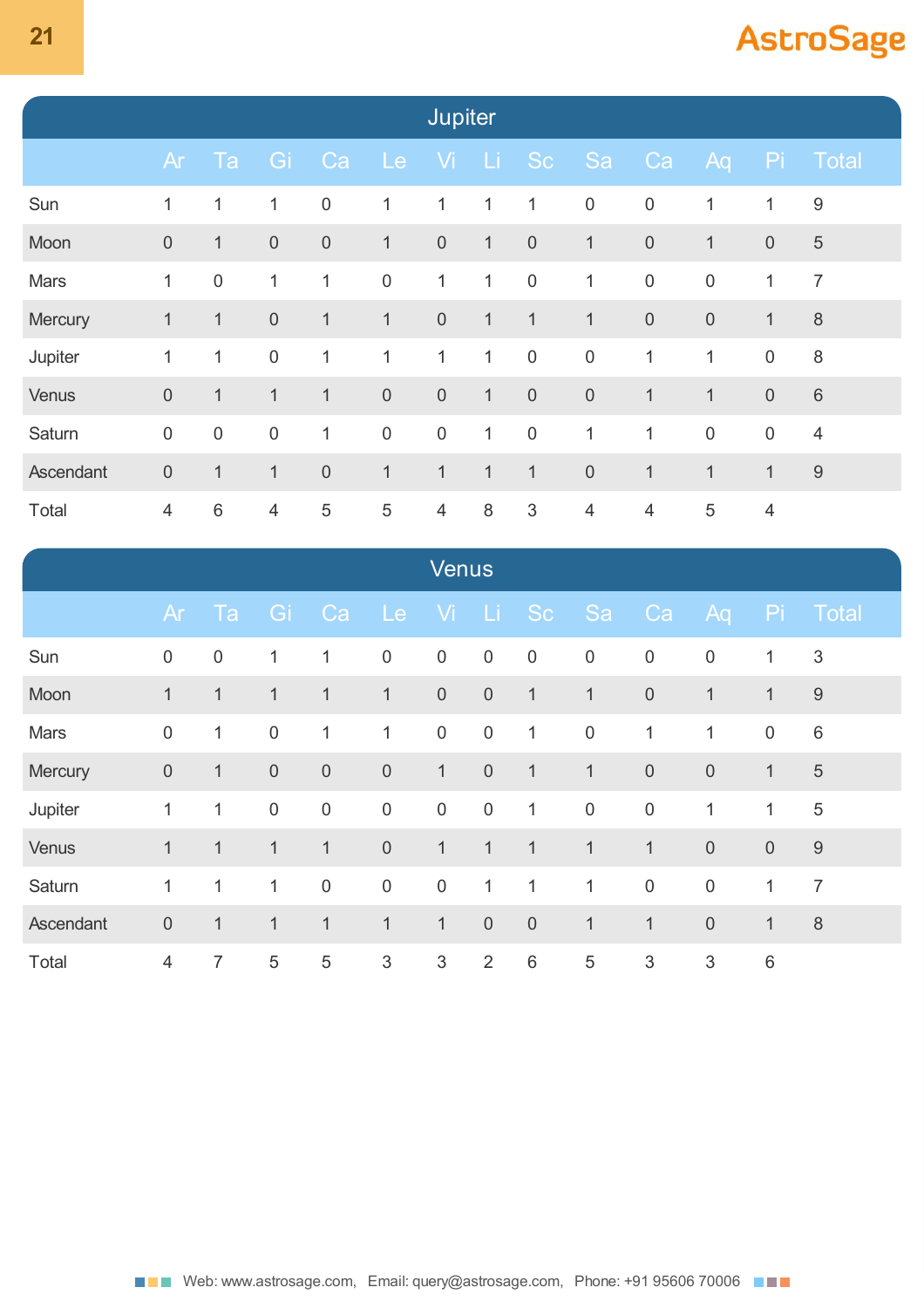## Jupiter

| | Ar | Ta | Gi | Ca | Le | Vi | Li | Sc | Sa | Ca | Aq | Pi | Total |
|---|---|---|---|---|---|---|---|---|---|---|---|---|---|
| Sun | 1 | 1 | 1 | 0 | 1 | 1 | 1 | 1 | 0 | 0 | 1 | 1 | 9 |
| Moon | 0 | 1 | 0 | 0 | 1 | 0 | 1 | 0 | 1 | 0 | 1 | 0 | 5 |
| Mars | 1 | 0 | 1 | 1 | 0 | 1 | 1 | 0 | 1 | 0 | 0 | 1 | 7 |
| Mercury | 1 | 1 | 0 | 1 | 1 | 0 | 1 | 1 | 1 | 0 | 0 | 1 | 8 |
| Jupiter | 1 | 1 | 0 | 1 | 1 | 1 | 1 | 0 | 0 | 1 | 1 | 0 | 8 |
| Venus | 0 | 1 | 1 | 1 | 0 | 0 | 1 | 0 | 0 | 1 | 1 | 0 | 6 |
| Saturn | 0 | 0 | 0 | 1 | 0 | 0 | 1 | 0 | 1 | 1 | 0 | 0 | 4 |
| Ascendant | 0 | 1 | 1 | 0 | 1 | 1 | 1 | 1 | 0 | 1 | 1 | 1 | 9 |
| Total | 4 | 6 | 4 | 5 | 5 | 4 | 8 | 3 | 4 | 4 | 5 | 4 | |

## Venus

| | Ar | Ta | Gi | Ca | Le | Vi | Li | Sc | Sa | Ca | Aq | Pi | Total |
|---|---|---|---|---|---|---|---|---|---|---|---|---|---|
| Sun | 0 | 0 | 1 | 1 | 0 | 0 | 0 | 0 | 0 | 0 | 0 | 1 | 3 |
| Moon | 1 | 1 | 1 | 1 | 1 | 0 | 0 | 1 | 1 | 0 | 1 | 1 | 9 |
| Mars | 0 | 1 | 0 | 1 | 1 | 0 | 0 | 1 | 0 | 1 | 1 | 0 | 6 |
| Mercury | 0 | 1 | 0 | 0 | 0 | 1 | 0 | 1 | 1 | 0 | 0 | 1 | 5 |
| Jupiter | 1 | 1 | 0 | 0 | 0 | 0 | 0 | 1 | 0 | 0 | 1 | 1 | 5 |
| Venus | 1 | 1 | 1 | 1 | 0 | 1 | 1 | 1 | 1 | 1 | 0 | 0 | 9 |
| Saturn | 1 | 1 | 1 | 0 | 0 | 0 | 1 | 1 | 1 | 0 | 0 | 1 | 7 |
| Ascendant | 0 | 1 | 1 | 1 | 1 | 1 | 0 | 0 | 1 | 1 | 0 | 1 | 8 |
| Total | 4 | 7 | 5 | 5 | 3 | 3 | 2 | 6 | 5 | 3 | 3 | 6 | |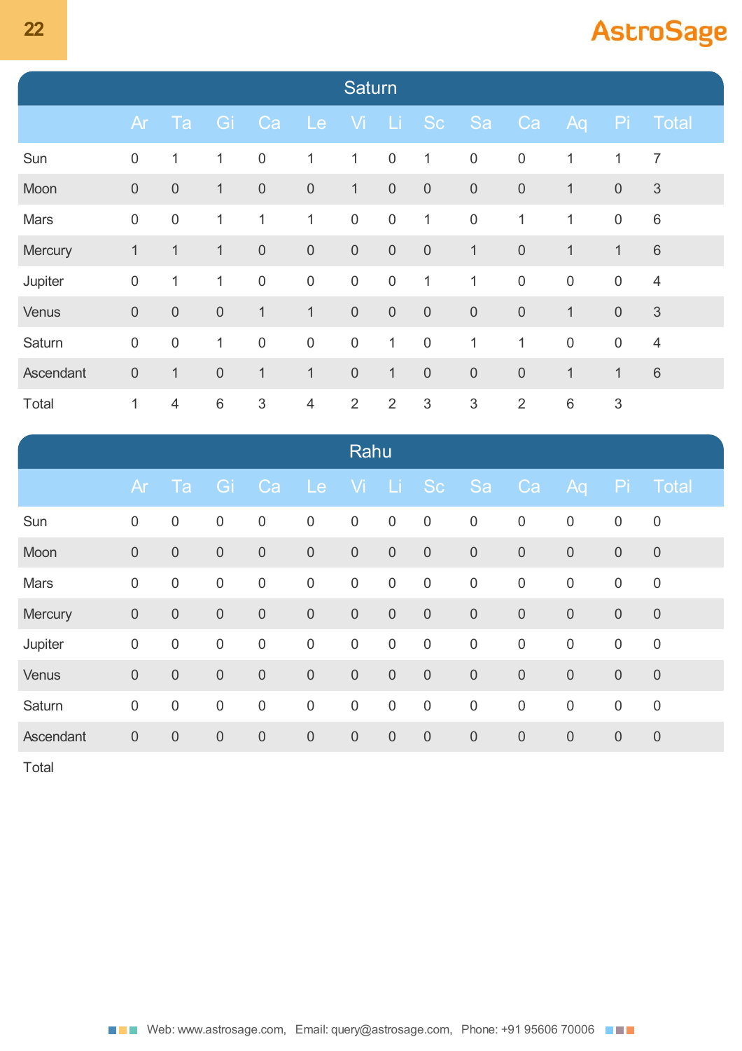## Saturn

| | Ar | Ta | Gi | Ca | Le | Vi | Li | Sc | Sa | Ca | Aq | Pi | Total |
|---|---|---|---|---|---|---|---|---|---|---|---|---|---|
| Sun | 0 | 1 | 1 | 0 | 1 | 1 | 0 | 1 | 0 | 0 | 1 | 1 | 7 |
| Moon | 0 | 0 | 1 | 0 | 0 | 1 | 0 | 0 | 0 | 0 | 1 | 0 | 3 |
| Mars | 0 | 0 | 1 | 1 | 1 | 0 | 0 | 1 | 0 | 1 | 1 | 0 | 6 |
| Mercury | 1 | 1 | 1 | 0 | 0 | 0 | 0 | 0 | 1 | 0 | 1 | 1 | 6 |
| Jupiter | 0 | 1 | 1 | 0 | 0 | 0 | 0 | 1 | 1 | 0 | 0 | 0 | 4 |
| Venus | 0 | 0 | 0 | 1 | 1 | 0 | 0 | 0 | 0 | 0 | 1 | 0 | 3 |
| Saturn | 0 | 0 | 1 | 0 | 0 | 0 | 1 | 0 | 1 | 1 | 0 | 0 | 4 |
| Ascendant | 0 | 1 | 0 | 1 | 1 | 0 | 1 | 0 | 0 | 0 | 1 | 1 | 6 |
| Total | 1 | 4 | 6 | 3 | 4 | 2 | 2 | 3 | 3 | 2 | 6 | 3 | |

## Rahu

| | Ar | Ta | Gi | Ca | Le | Vi | Li | Sc | Sa | Ca | Aq | Pi | Total |
|---|---|---|---|---|---|---|---|---|---|---|---|---|---|
| Sun | 0 | 0 | 0 | 0 | 0 | 0 | 0 | 0 | 0 | 0 | 0 | 0 | 0 |
| Moon | 0 | 0 | 0 | 0 | 0 | 0 | 0 | 0 | 0 | 0 | 0 | 0 | 0 |
| Mars | 0 | 0 | 0 | 0 | 0 | 0 | 0 | 0 | 0 | 0 | 0 | 0 | 0 |
| Mercury | 0 | 0 | 0 | 0 | 0 | 0 | 0 | 0 | 0 | 0 | 0 | 0 | 0 |
| Jupiter | 0 | 0 | 0 | 0 | 0 | 0 | 0 | 0 | 0 | 0 | 0 | 0 | 0 |
| Venus | 0 | 0 | 0 | 0 | 0 | 0 | 0 | 0 | 0 | 0 | 0 | 0 | 0 |
| Saturn | 0 | 0 | 0 | 0 | 0 | 0 | 0 | 0 | 0 | 0 | 0 | 0 | 0 |
| Ascendant | 0 | 0 | 0 | 0 | 0 | 0 | 0 | 0 | 0 | 0 | 0 | 0 | 0 |
| Total | | | | | | | | | | | | | |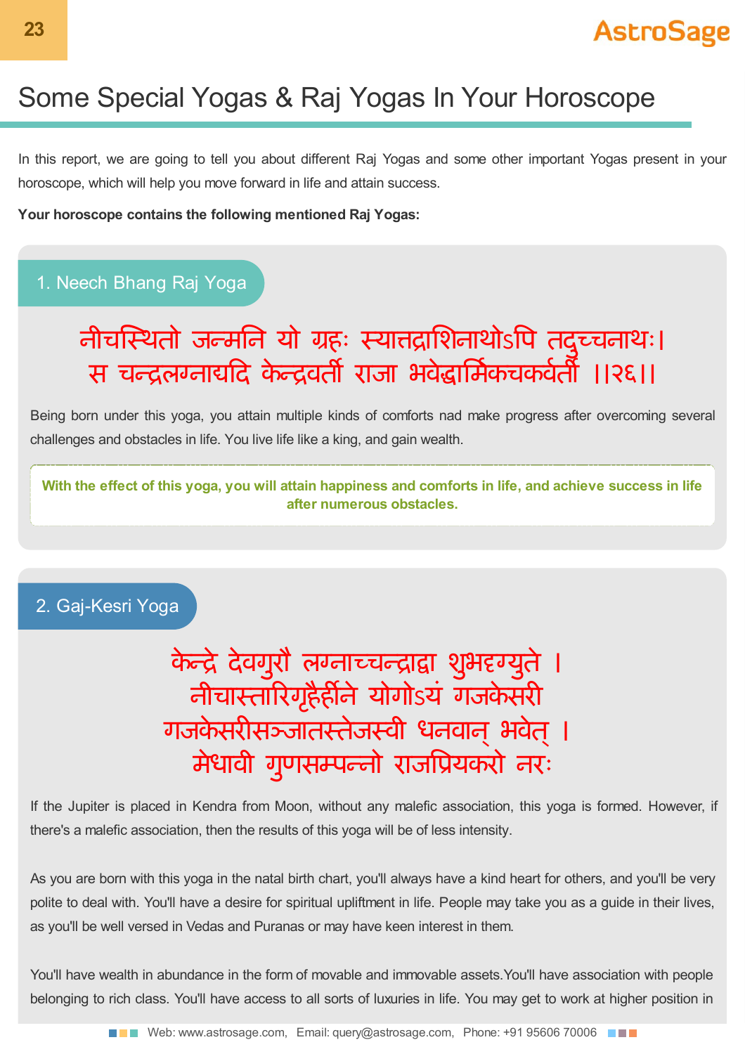# Some Special Yogas & Raj Yogas In Your Horoscope

In this report, we are going to tell you about different Raj Yogas and some other important Yogas present in your horoscope, which will help you move forward in life and attain success.

**Your horoscope contains the following mentioned Raj Yogas:**

## 1. Neech Bhang Raj Yoga

नीचस्थितो जन्मनि यो ग्रहः स्यात्तद्राशिनाथोऽपि तदुच्चनाथः।
स चन्द्रलग्नाद्यदि केन्द्रवर्ती राजा भवेद्धार्मिकचक्रवर्ती ।।२६।।

Being born under this yoga, you attain multiple kinds of comforts nad make progress after overcoming several challenges and obstacles in life. You live life like a king, and gain wealth.

**With the effect of this yoga, you will attain happiness and comforts in life, and achieve success in life after numerous obstacles.**

## 2. Gaj-Kesri Yoga

केन्द्रे देवगुरौ लग्नाच्चन्द्राद्वा शुभदृग्युते ।
नीचास्तारिगृहैर्हीने योगोऽयं गजकेसरी
गजकेसरीसञ्जातस्तेजस्वी धनवान् भवेत् ।
मेधावी गुणसम्पन्नो राजप्रियकरो नरः

If the Jupiter is placed in Kendra from Moon, without any malefic association, this yoga is formed. However, if there's a malefic association, then the results of this yoga will be of less intensity.

As you are born with this yoga in the natal birth chart, you'll always have a kind heart for others, and you'll be very polite to deal with. You'll have a desire for spiritual upliftment in life. People may take you as a guide in their lives, as you'll be well versed in Vedas and Puranas or may have keen interest in them.

You'll have wealth in abundance in the form of movable and immovable assets.You'll have association with people belonging to rich class. You'll have access to all sorts of luxuries in life. You may get to work at higher position in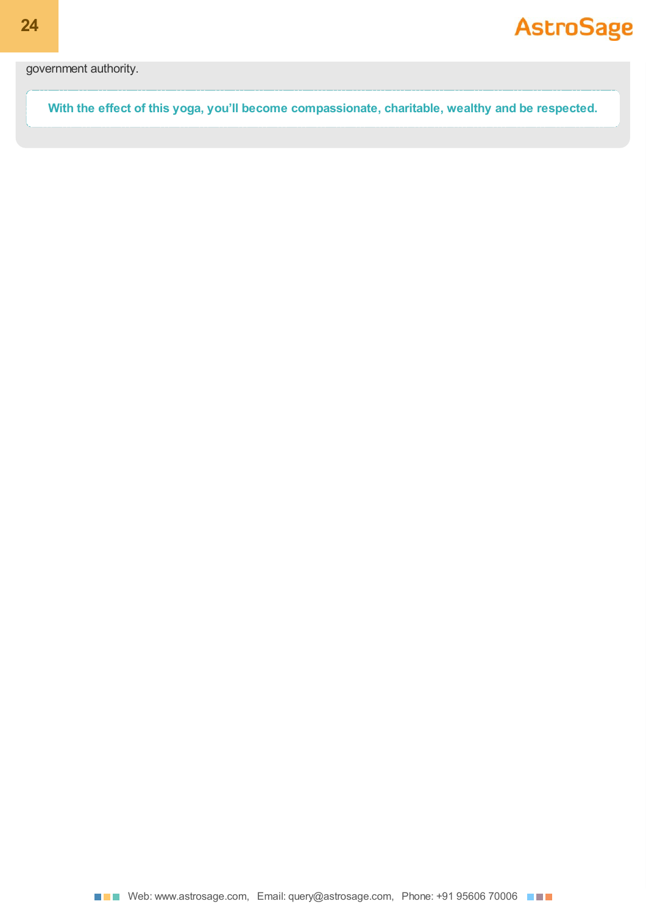government authority.

**With the effect of this yoga, you'll become compassionate, charitable, wealthy and be respected.**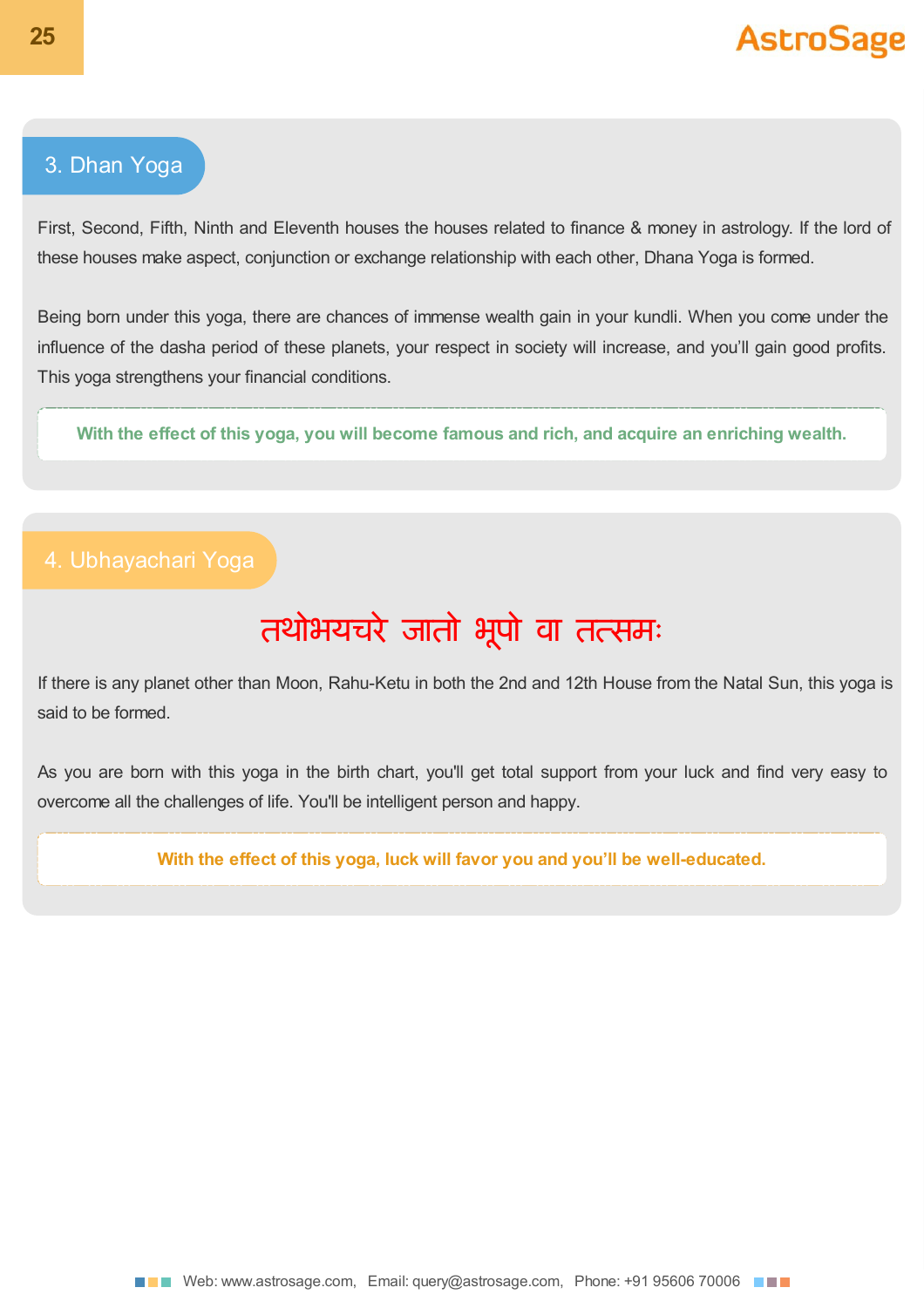## 3. Dhan Yoga

First, Second, Fifth, Ninth and Eleventh houses the houses related to finance & money in astrology. If the lord of these houses make aspect, conjunction or exchange relationship with each other, Dhana Yoga is formed.

Being born under this yoga, there are chances of immense wealth gain in your kundli. When you come under the influence of the dasha period of these planets, your respect in society will increase, and you'll gain good profits. This yoga strengthens your financial conditions.

**With the effect of this yoga, you will become famous and rich, and acquire an enriching wealth.**

## 4. Ubhayachari Yoga

**तथोभयचरे जातो भूपो वा तत्समः**

If there is any planet other than Moon, Rahu-Ketu in both the 2nd and 12th House from the Natal Sun, this yoga is said to be formed.

As you are born with this yoga in the birth chart, you'll get total support from your luck and find very easy to overcome all the challenges of life. You'll be intelligent person and happy.

**With the effect of this yoga, luck will favor you and you'll be well-educated.**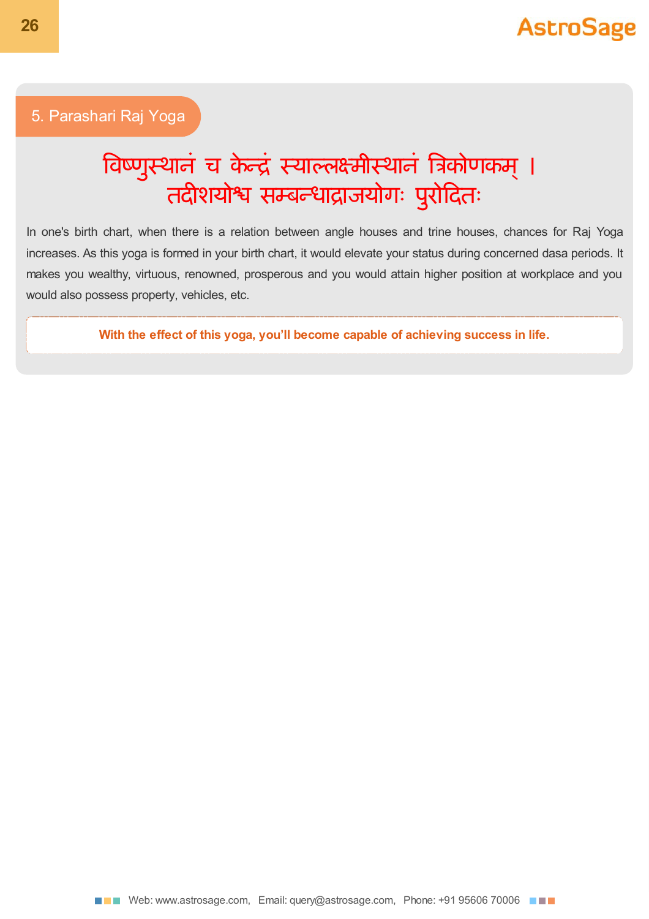## 5. Parashari Raj Yoga

विष्णुस्थानं च केन्द्रं स्याल्लक्ष्मीस्थानं त्रिकोणकम् ।
तदीशयोश्च सम्बन्धाद्राजयोगः पुरोदितः

In one's birth chart, when there is a relation between angle houses and trine houses, chances for Raj Yoga increases. As this yoga is formed in your birth chart, it would elevate your status during concerned dasa periods. It makes you wealthy, virtuous, renowned, prosperous and you would attain higher position at workplace and you would also possess property, vehicles, etc.

**With the effect of this yoga, you'll become capable of achieving success in life.**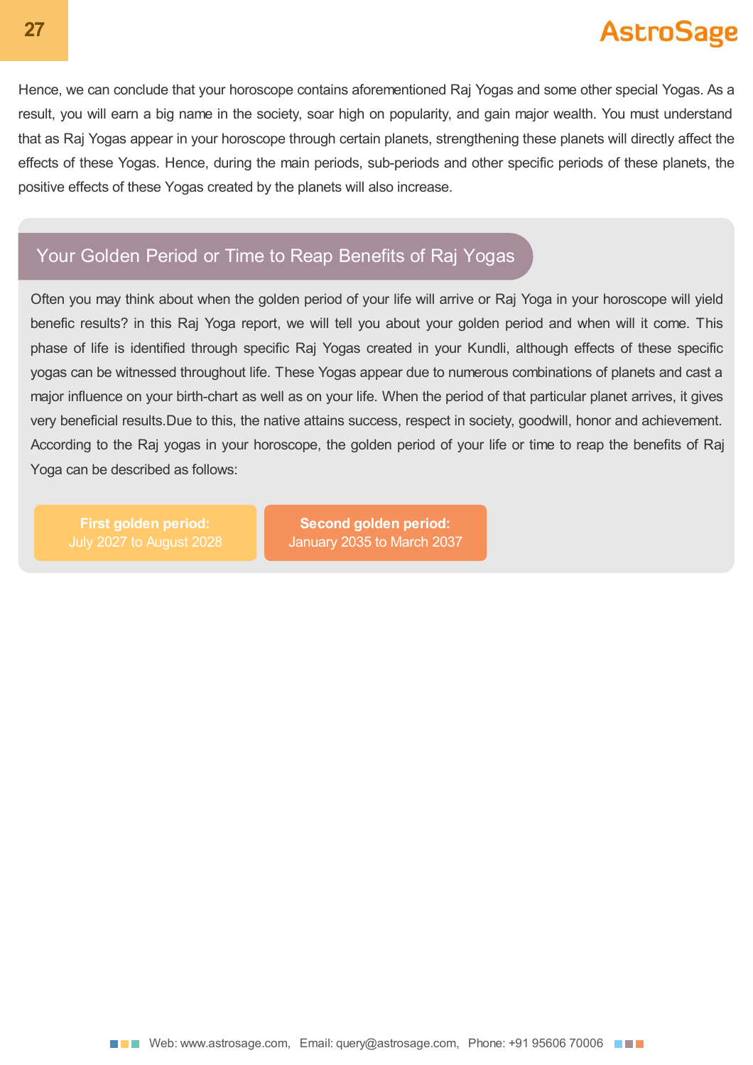Hence, we can conclude that your horoscope contains aforementioned Raj Yogas and some other special Yogas. As a result, you will earn a big name in the society, soar high on popularity, and gain major wealth. You must understand that as Raj Yogas appear in your horoscope through certain planets, strengthening these planets will directly affect the effects of these Yogas. Hence, during the main periods, sub-periods and other specific periods of these planets, the positive effects of these Yogas created by the planets will also increase.

## Your Golden Period or Time to Reap Benefits of Raj Yogas

Often you may think about when the golden period of your life will arrive or Raj Yoga in your horoscope will yield benefic results? in this Raj Yoga report, we will tell you about your golden period and when will it come. This phase of life is identified through specific Raj Yogas created in your Kundli, although effects of these specific yogas can be witnessed throughout life. These Yogas appear due to numerous combinations of planets and cast a major influence on your birth-chart as well as on your life. When the period of that particular planet arrives, it gives very beneficial results.Due to this, the native attains success, respect in society, goodwill, honor and achievement. According to the Raj yogas in your horoscope, the golden period of your life or time to reap the benefits of Raj Yoga can be described as follows:

**First golden period:**
July 2027 to August 2028

**Second golden period:**
January 2035 to March 2037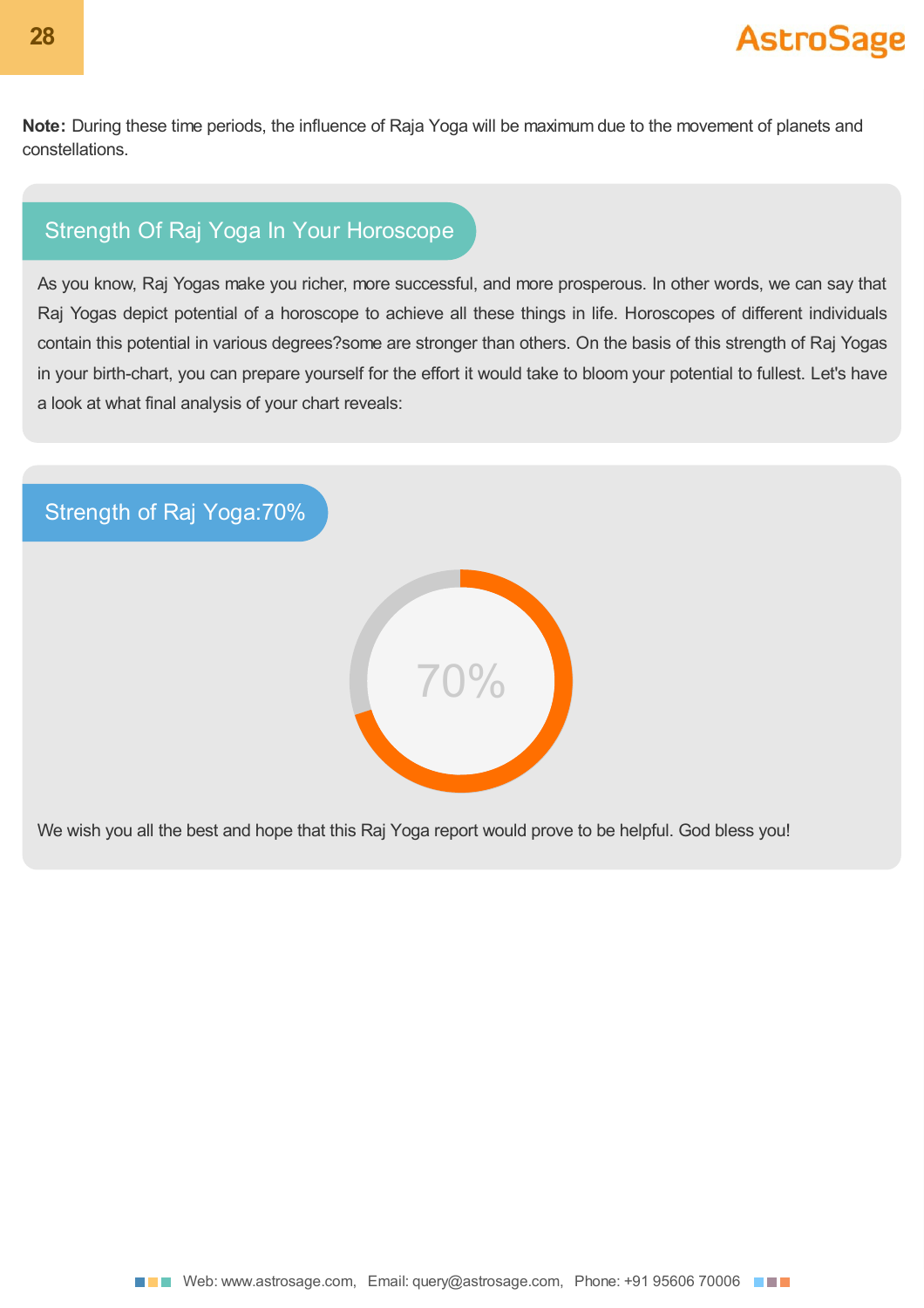**Note:** During these time periods, the influence of Raja Yoga will be maximum due to the movement of planets and constellations.

## Strength Of Raj Yoga In Your Horoscope

As you know, Raj Yogas make you richer, more successful, and more prosperous. In other words, we can say that Raj Yogas depict potential of a horoscope to achieve all these things in life. Horoscopes of different individuals contain this potential in various degrees?some are stronger than others. On the basis of this strength of Raj Yogas in your birth-chart, you can prepare yourself for the effort it would take to bloom your potential to fullest. Let's have a look at what final analysis of your chart reveals:

## Strength of Raj Yoga:70%

70%

We wish you all the best and hope that this Raj Yoga report would prove to be helpful. God bless you!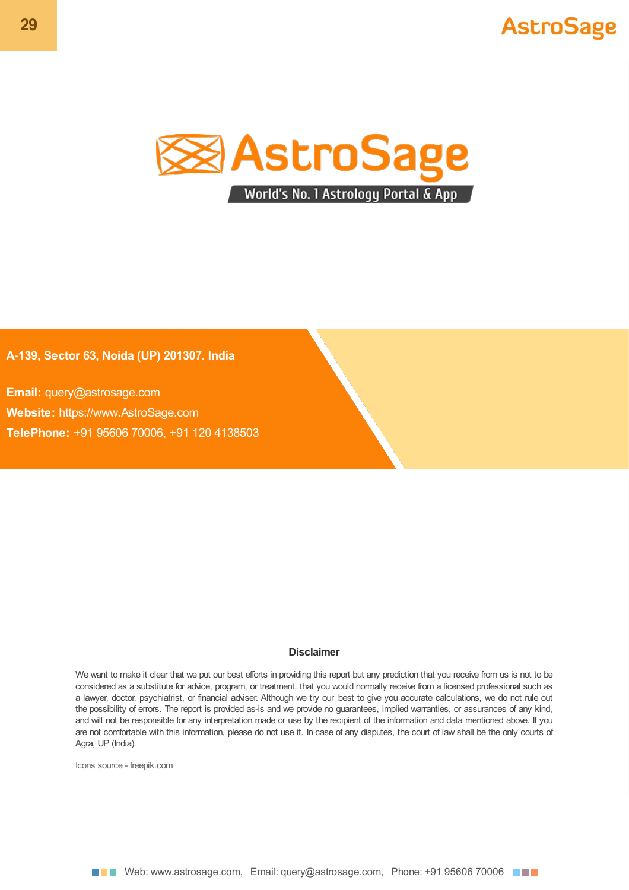AstroSage

World's No. 1 Astrology Portal & App

**A-139, Sector 63, Noida (UP) 201307. India**

**Email:** query@astrosage.com
**Website:** https://www.AstroSage.com
**TelePhone:** +91 95606 70006, +91 120 4138503

### Disclaimer

We want to make it clear that we put our best efforts in providing this report but any prediction that you receive from us is not to be considered as a substitute for advice, program, or treatment, that you would normally receive from a licensed professional such as a lawyer, doctor, psychiatrist, or financial adviser. Although we try our best to give you accurate calculations, we do not rule out the possibility of errors. The report is provided as-is and we provide no guarantees, implied warranties, or assurances of any kind, and will not be responsible for any interpretation made or use by the recipient of the information and data mentioned above. If you are not comfortable with this information, please do not use it. In case of any disputes, the court of law shall be the only courts of Agra, UP (India).

Icons source - freepik.com